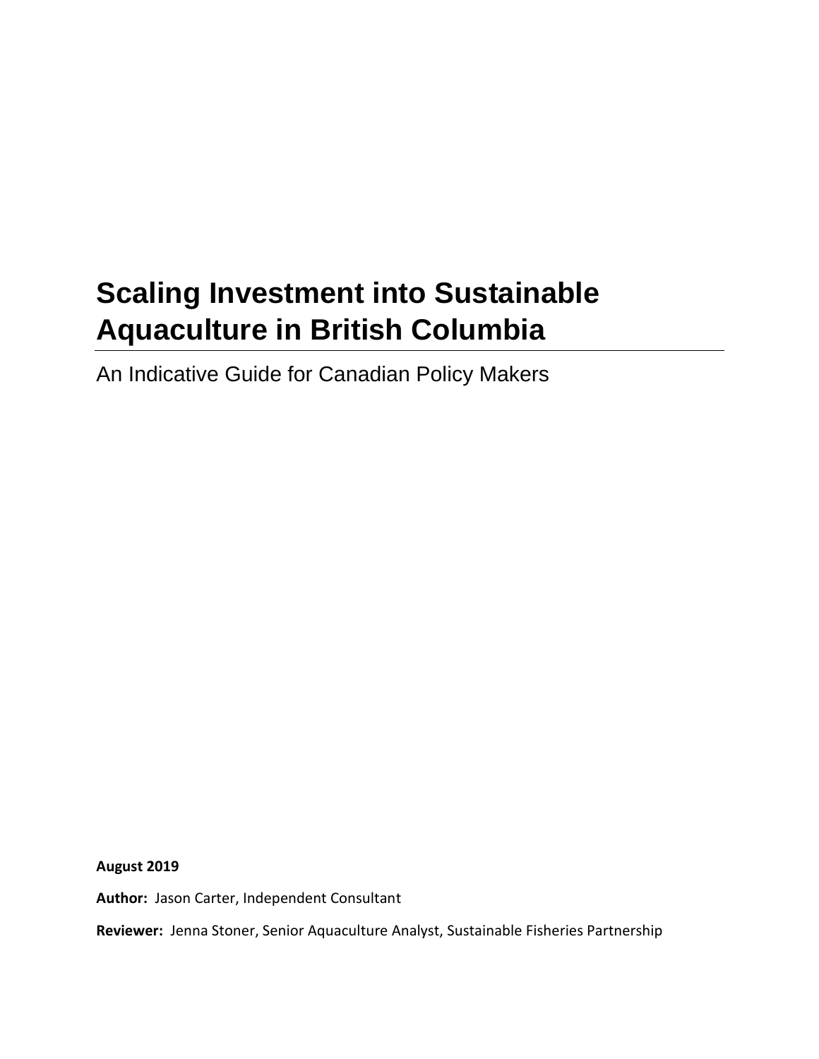# Scaling Investment into Sustainable Aquaculture in British Columbia

An Indicative Guide for Canadian Policy Makers

**August 2019**

**Author:** Jason Carter, Independent Consultant

**Reviewer:** Jenna Stoner, Senior Aquaculture Analyst, Sustainable Fisheries Partnership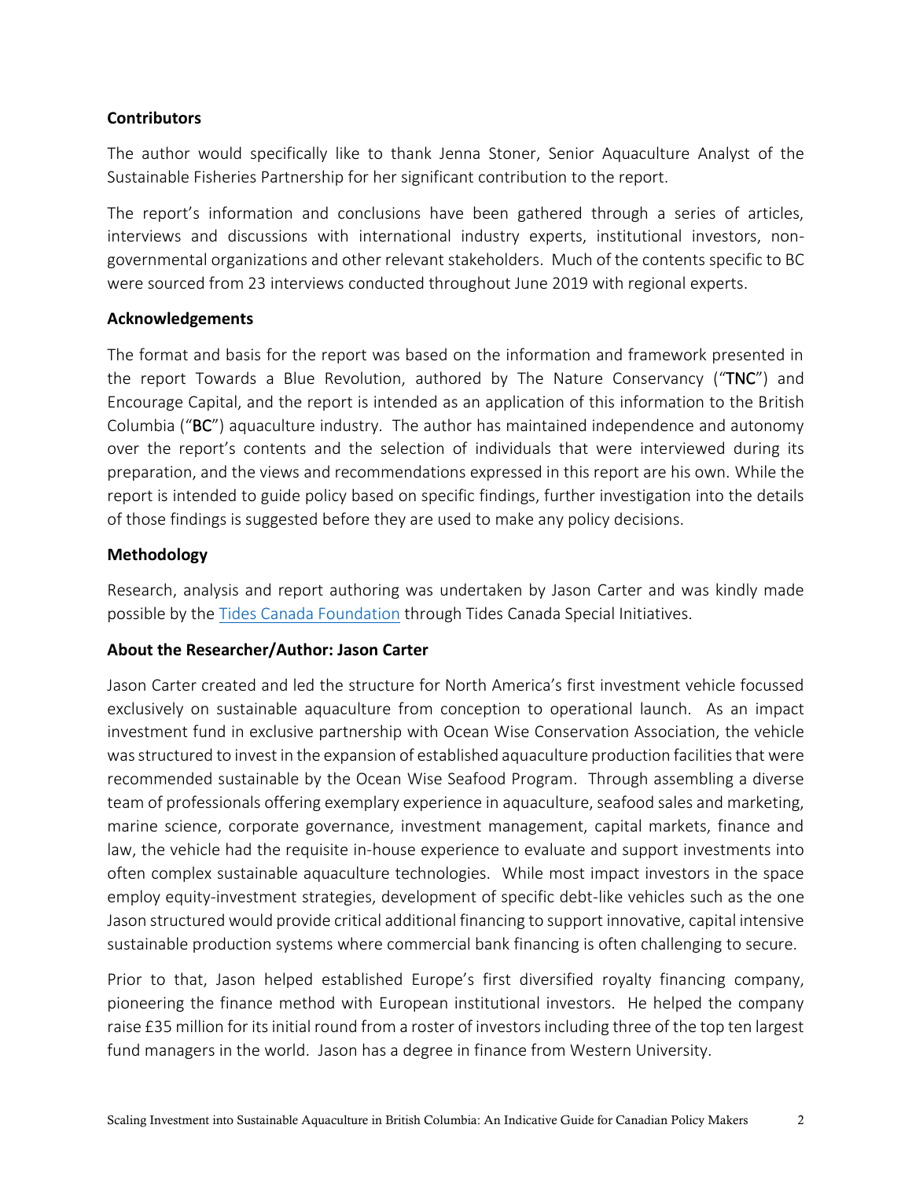**Contributors**

The author would specifically like to thank Jenna Stoner, Senior Aquaculture Analyst of the Sustainable Fisheries Partnership for her significant contribution to the report.

The report's information and conclusions have been gathered through a series of articles, interviews and discussions with international industry experts, institutional investors, non-governmental organizations and other relevant stakeholders. Much of the contents specific to BC were sourced from 23 interviews conducted throughout June 2019 with regional experts.

**Acknowledgements**

The format and basis for the report was based on the information and framework presented in the report Towards a Blue Revolution, authored by The Nature Conservancy ("**TNC**") and Encourage Capital, and the report is intended as an application of this information to the British Columbia ("**BC**") aquaculture industry. The author has maintained independence and autonomy over the report's contents and the selection of individuals that were interviewed during its preparation, and the views and recommendations expressed in this report are his own. While the report is intended to guide policy based on specific findings, further investigation into the details of those findings is suggested before they are used to make any policy decisions.

**Methodology**

Research, analysis and report authoring was undertaken by Jason Carter and was kindly made possible by the Tides Canada Foundation through Tides Canada Special Initiatives.

**About the Researcher/Author: Jason Carter**

Jason Carter created and led the structure for North America's first investment vehicle focussed exclusively on sustainable aquaculture from conception to operational launch. As an impact investment fund in exclusive partnership with Ocean Wise Conservation Association, the vehicle was structured to invest in the expansion of established aquaculture production facilities that were recommended sustainable by the Ocean Wise Seafood Program. Through assembling a diverse team of professionals offering exemplary experience in aquaculture, seafood sales and marketing, marine science, corporate governance, investment management, capital markets, finance and law, the vehicle had the requisite in-house experience to evaluate and support investments into often complex sustainable aquaculture technologies. While most impact investors in the space employ equity-investment strategies, development of specific debt-like vehicles such as the one Jason structured would provide critical additional financing to support innovative, capital intensive sustainable production systems where commercial bank financing is often challenging to secure.

Prior to that, Jason helped established Europe's first diversified royalty financing company, pioneering the finance method with European institutional investors. He helped the company raise £35 million for its initial round from a roster of investors including three of the top ten largest fund managers in the world. Jason has a degree in finance from Western University.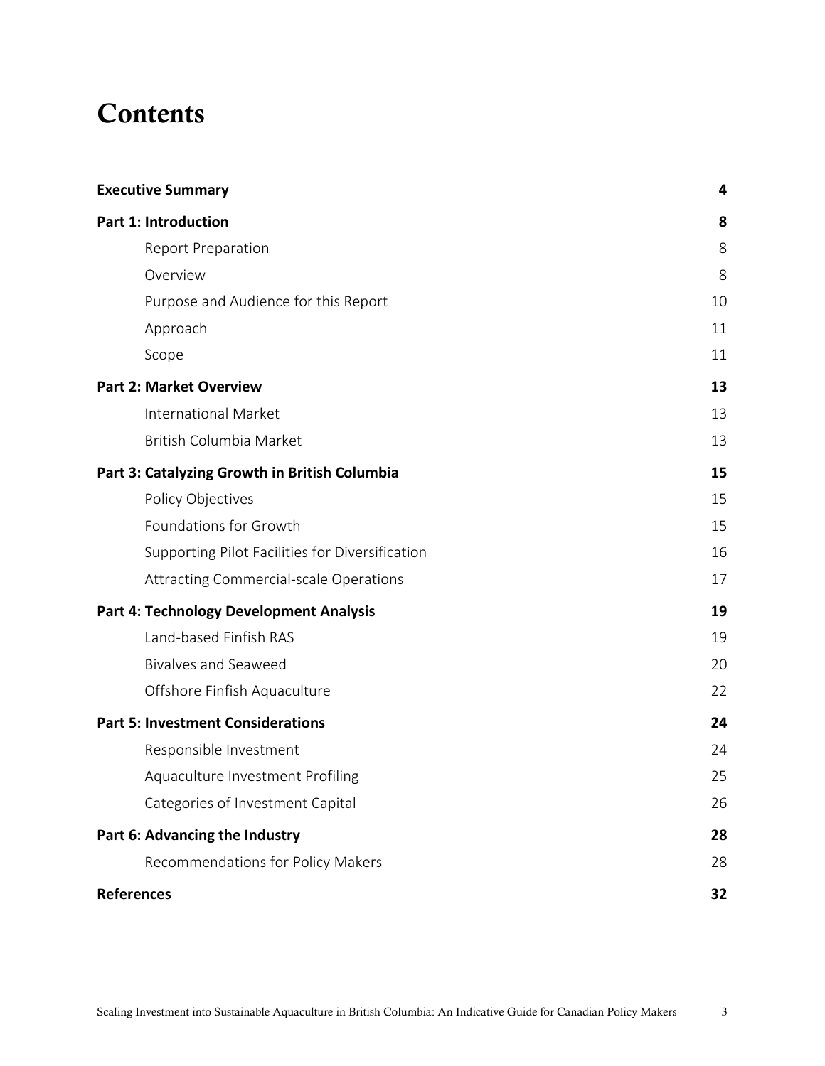# Contents

| | |
|---|---|
| **Executive Summary** | **4** |
| **Part 1: Introduction** | **8** |
| Report Preparation | 8 |
| Overview | 8 |
| Purpose and Audience for this Report | 10 |
| Approach | 11 |
| Scope | 11 |
| **Part 2: Market Overview** | **13** |
| International Market | 13 |
| British Columbia Market | 13 |
| **Part 3: Catalyzing Growth in British Columbia** | **15** |
| Policy Objectives | 15 |
| Foundations for Growth | 15 |
| Supporting Pilot Facilities for Diversification | 16 |
| Attracting Commercial-scale Operations | 17 |
| **Part 4: Technology Development Analysis** | **19** |
| Land-based Finfish RAS | 19 |
| Bivalves and Seaweed | 20 |
| Offshore Finfish Aquaculture | 22 |
| **Part 5: Investment Considerations** | **24** |
| Responsible Investment | 24 |
| Aquaculture Investment Profiling | 25 |
| Categories of Investment Capital | 26 |
| **Part 6: Advancing the Industry** | **28** |
| Recommendations for Policy Makers | 28 |
| **References** | **32** |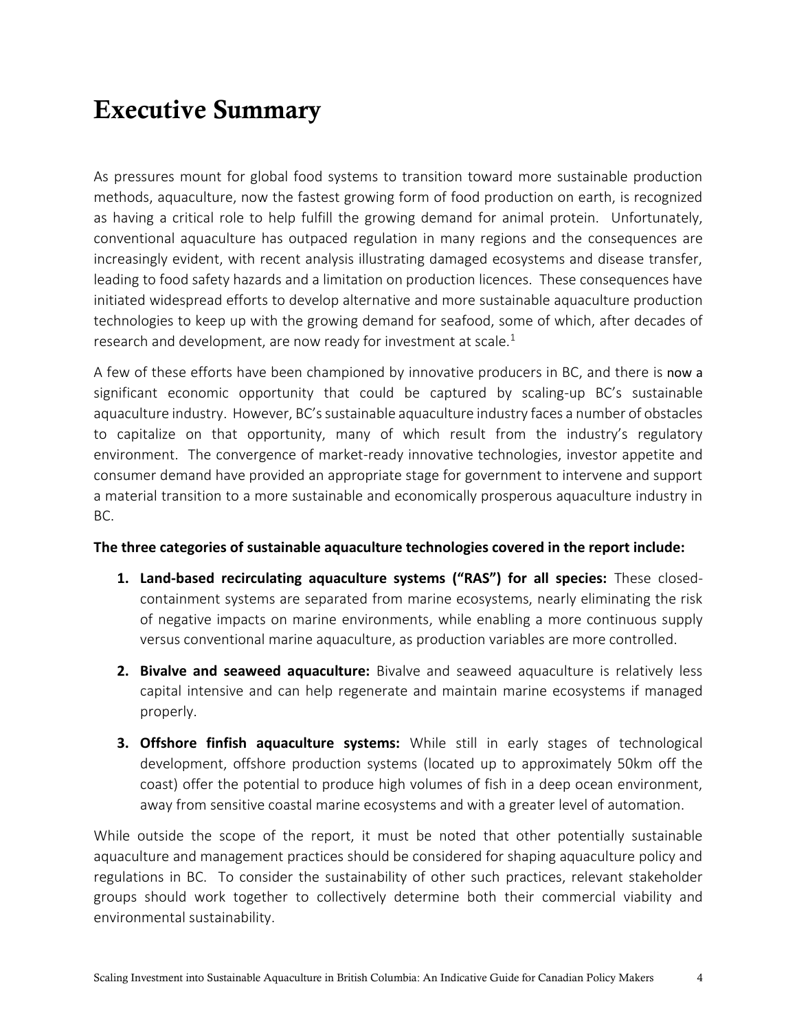# Executive Summary

As pressures mount for global food systems to transition toward more sustainable production methods, aquaculture, now the fastest growing form of food production on earth, is recognized as having a critical role to help fulfill the growing demand for animal protein. Unfortunately, conventional aquaculture has outpaced regulation in many regions and the consequences are increasingly evident, with recent analysis illustrating damaged ecosystems and disease transfer, leading to food safety hazards and a limitation on production licences. These consequences have initiated widespread efforts to develop alternative and more sustainable aquaculture production technologies to keep up with the growing demand for seafood, some of which, after decades of research and development, are now ready for investment at scale.[1]

A few of these efforts have been championed by innovative producers in BC, and there is now a significant economic opportunity that could be captured by scaling-up BC's sustainable aquaculture industry. However, BC's sustainable aquaculture industry faces a number of obstacles to capitalize on that opportunity, many of which result from the industry's regulatory environment. The convergence of market-ready innovative technologies, investor appetite and consumer demand have provided an appropriate stage for government to intervene and support a material transition to a more sustainable and economically prosperous aquaculture industry in BC.

**The three categories of sustainable aquaculture technologies covered in the report include:**

1. **Land-based recirculating aquaculture systems ("RAS") for all species:** These closed-containment systems are separated from marine ecosystems, nearly eliminating the risk of negative impacts on marine environments, while enabling a more continuous supply versus conventional marine aquaculture, as production variables are more controlled.
2. **Bivalve and seaweed aquaculture:** Bivalve and seaweed aquaculture is relatively less capital intensive and can help regenerate and maintain marine ecosystems if managed properly.
3. **Offshore finfish aquaculture systems:** While still in early stages of technological development, offshore production systems (located up to approximately 50km off the coast) offer the potential to produce high volumes of fish in a deep ocean environment, away from sensitive coastal marine ecosystems and with a greater level of automation.

While outside the scope of the report, it must be noted that other potentially sustainable aquaculture and management practices should be considered for shaping aquaculture policy and regulations in BC. To consider the sustainability of other such practices, relevant stakeholder groups should work together to collectively determine both their commercial viability and environmental sustainability.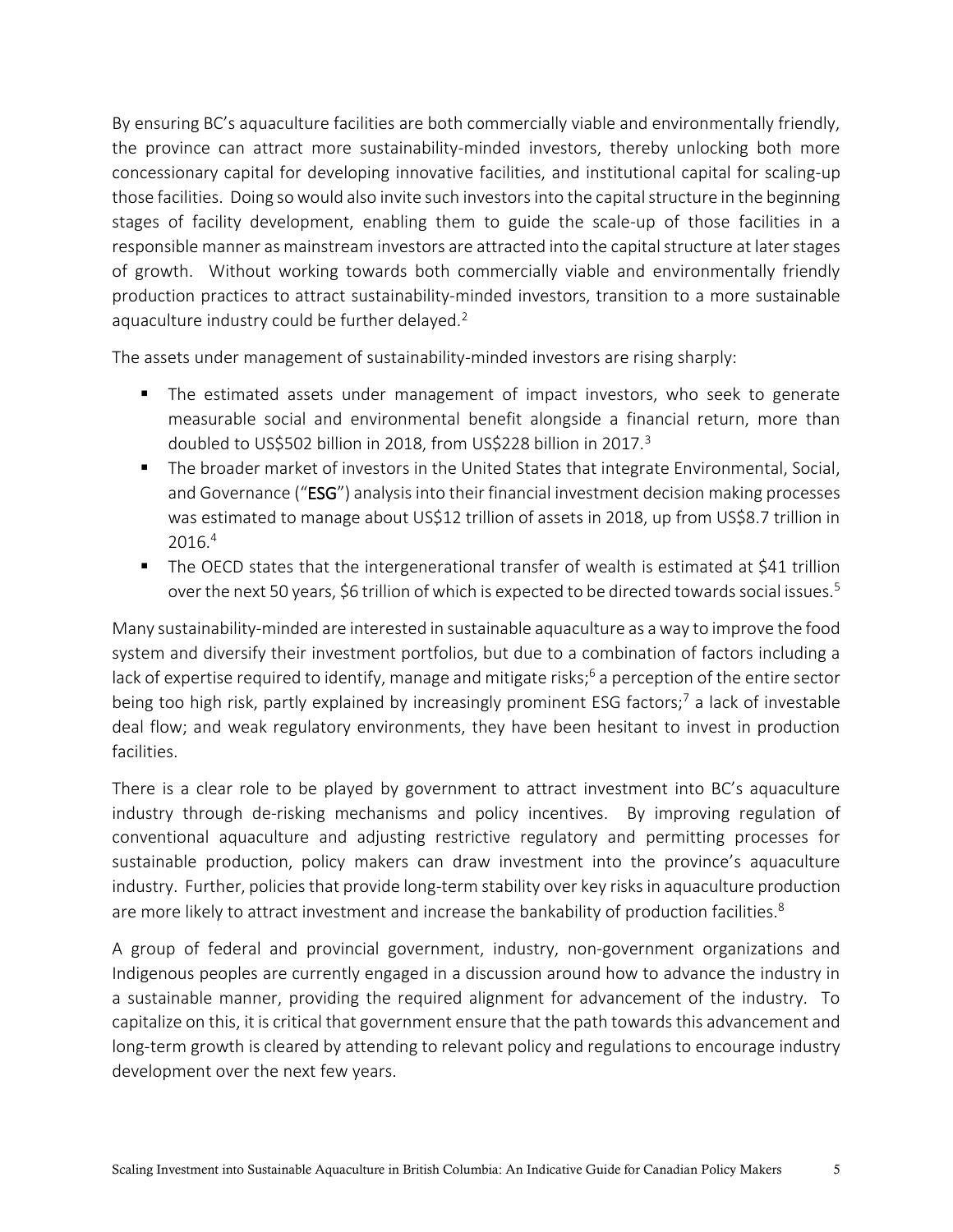By ensuring BC's aquaculture facilities are both commercially viable and environmentally friendly, the province can attract more sustainability-minded investors, thereby unlocking both more concessionary capital for developing innovative facilities, and institutional capital for scaling-up those facilities. Doing so would also invite such investors into the capital structure in the beginning stages of facility development, enabling them to guide the scale-up of those facilities in a responsible manner as mainstream investors are attracted into the capital structure at later stages of growth. Without working towards both commercially viable and environmentally friendly production practices to attract sustainability-minded investors, transition to a more sustainable aquaculture industry could be further delayed.[2]

The assets under management of sustainability-minded investors are rising sharply:

- The estimated assets under management of impact investors, who seek to generate measurable social and environmental benefit alongside a financial return, more than doubled to US$502 billion in 2018, from US$228 billion in 2017.[3]
- The broader market of investors in the United States that integrate Environmental, Social, and Governance ("**ESG**") analysis into their financial investment decision making processes was estimated to manage about US$12 trillion of assets in 2018, up from US$8.7 trillion in 2016.[4]
- The OECD states that the intergenerational transfer of wealth is estimated at $41 trillion over the next 50 years, $6 trillion of which is expected to be directed towards social issues.[5]

Many sustainability-minded are interested in sustainable aquaculture as a way to improve the food system and diversify their investment portfolios, but due to a combination of factors including a lack of expertise required to identify, manage and mitigate risks;[6] a perception of the entire sector being too high risk, partly explained by increasingly prominent ESG factors;[7] a lack of investable deal flow; and weak regulatory environments, they have been hesitant to invest in production facilities.

There is a clear role to be played by government to attract investment into BC's aquaculture industry through de-risking mechanisms and policy incentives. By improving regulation of conventional aquaculture and adjusting restrictive regulatory and permitting processes for sustainable production, policy makers can draw investment into the province's aquaculture industry. Further, policies that provide long-term stability over key risks in aquaculture production are more likely to attract investment and increase the bankability of production facilities.[8]

A group of federal and provincial government, industry, non-government organizations and Indigenous peoples are currently engaged in a discussion around how to advance the industry in a sustainable manner, providing the required alignment for advancement of the industry. To capitalize on this, it is critical that government ensure that the path towards this advancement and long-term growth is cleared by attending to relevant policy and regulations to encourage industry development over the next few years.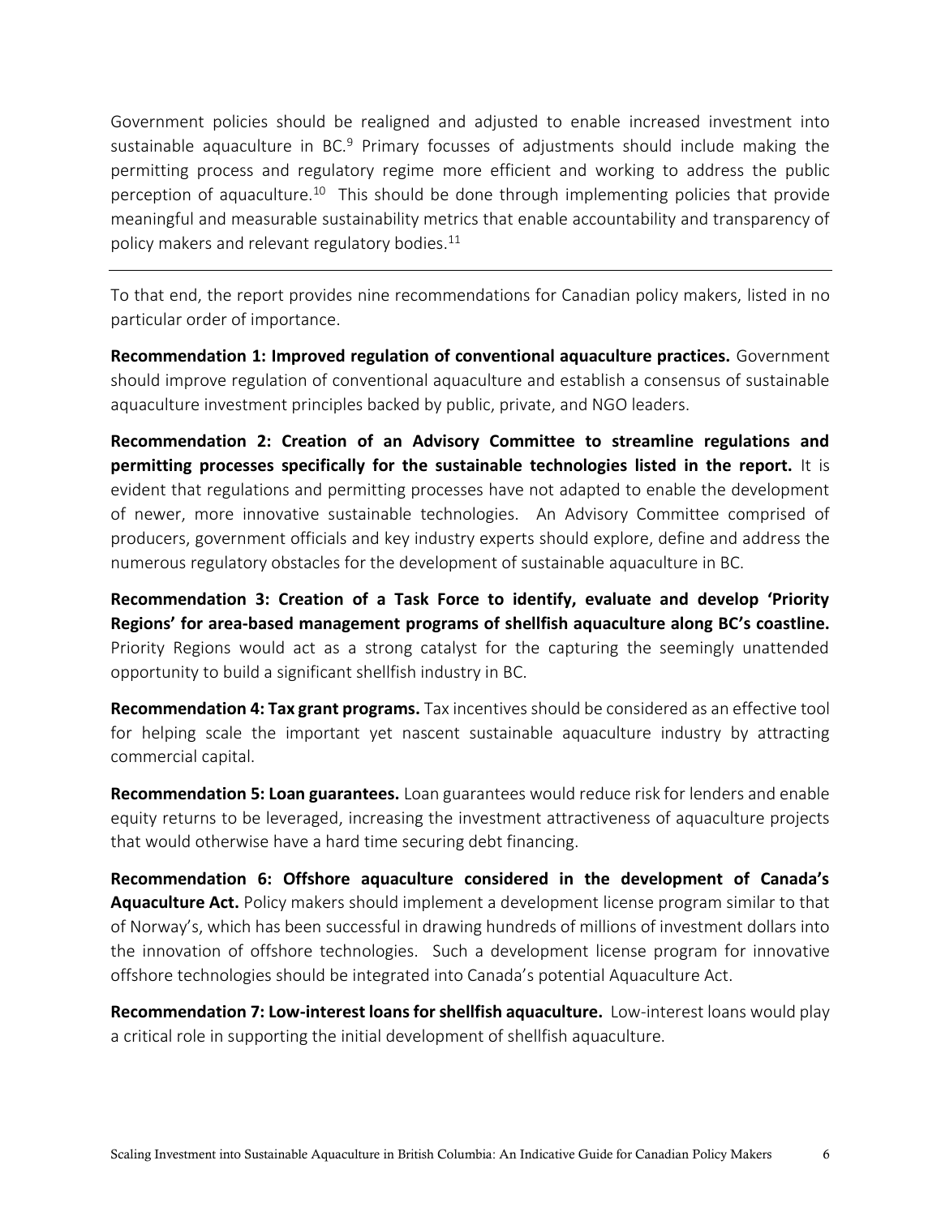Government policies should be realigned and adjusted to enable increased investment into sustainable aquaculture in BC.[9] Primary focusses of adjustments should include making the permitting process and regulatory regime more efficient and working to address the public perception of aquaculture.[10] This should be done through implementing policies that provide meaningful and measurable sustainability metrics that enable accountability and transparency of policy makers and relevant regulatory bodies.[11]

---

To that end, the report provides nine recommendations for Canadian policy makers, listed in no particular order of importance.

**Recommendation 1: Improved regulation of conventional aquaculture practices.** Government should improve regulation of conventional aquaculture and establish a consensus of sustainable aquaculture investment principles backed by public, private, and NGO leaders.

**Recommendation 2: Creation of an Advisory Committee to streamline regulations and permitting processes specifically for the sustainable technologies listed in the report.** It is evident that regulations and permitting processes have not adapted to enable the development of newer, more innovative sustainable technologies. An Advisory Committee comprised of producers, government officials and key industry experts should explore, define and address the numerous regulatory obstacles for the development of sustainable aquaculture in BC.

**Recommendation 3: Creation of a Task Force to identify, evaluate and develop 'Priority Regions' for area-based management programs of shellfish aquaculture along BC's coastline.** Priority Regions would act as a strong catalyst for the capturing the seemingly unattended opportunity to build a significant shellfish industry in BC.

**Recommendation 4: Tax grant programs.** Tax incentives should be considered as an effective tool for helping scale the important yet nascent sustainable aquaculture industry by attracting commercial capital.

**Recommendation 5: Loan guarantees.** Loan guarantees would reduce risk for lenders and enable equity returns to be leveraged, increasing the investment attractiveness of aquaculture projects that would otherwise have a hard time securing debt financing.

**Recommendation 6: Offshore aquaculture considered in the development of Canada's Aquaculture Act.** Policy makers should implement a development license program similar to that of Norway's, which has been successful in drawing hundreds of millions of investment dollars into the innovation of offshore technologies. Such a development license program for innovative offshore technologies should be integrated into Canada's potential Aquaculture Act.

**Recommendation 7: Low-interest loans for shellfish aquaculture.** Low-interest loans would play a critical role in supporting the initial development of shellfish aquaculture.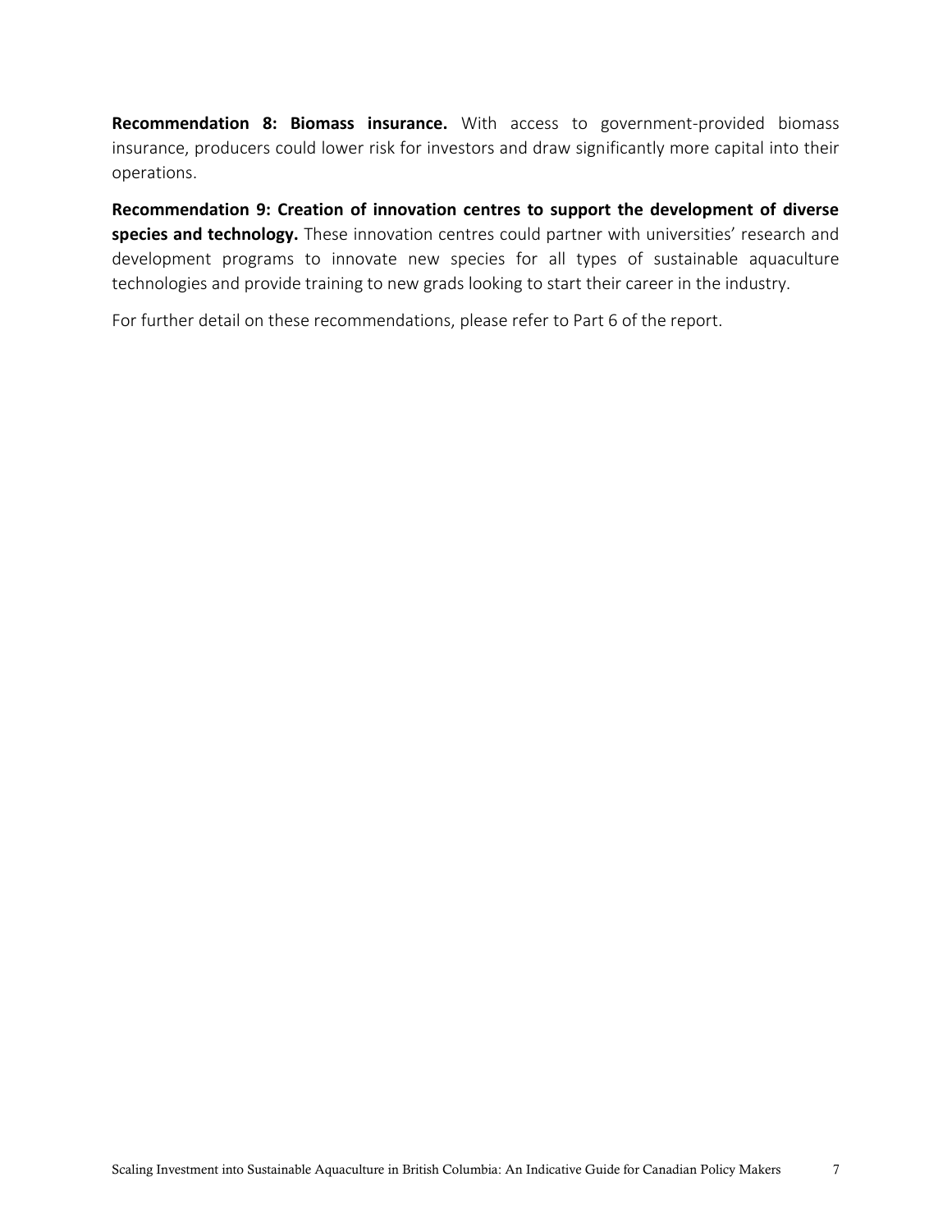**Recommendation 8: Biomass insurance.** With access to government-provided biomass insurance, producers could lower risk for investors and draw significantly more capital into their operations.

**Recommendation 9: Creation of innovation centres to support the development of diverse species and technology.** These innovation centres could partner with universities' research and development programs to innovate new species for all types of sustainable aquaculture technologies and provide training to new grads looking to start their career in the industry.

For further detail on these recommendations, please refer to Part 6 of the report.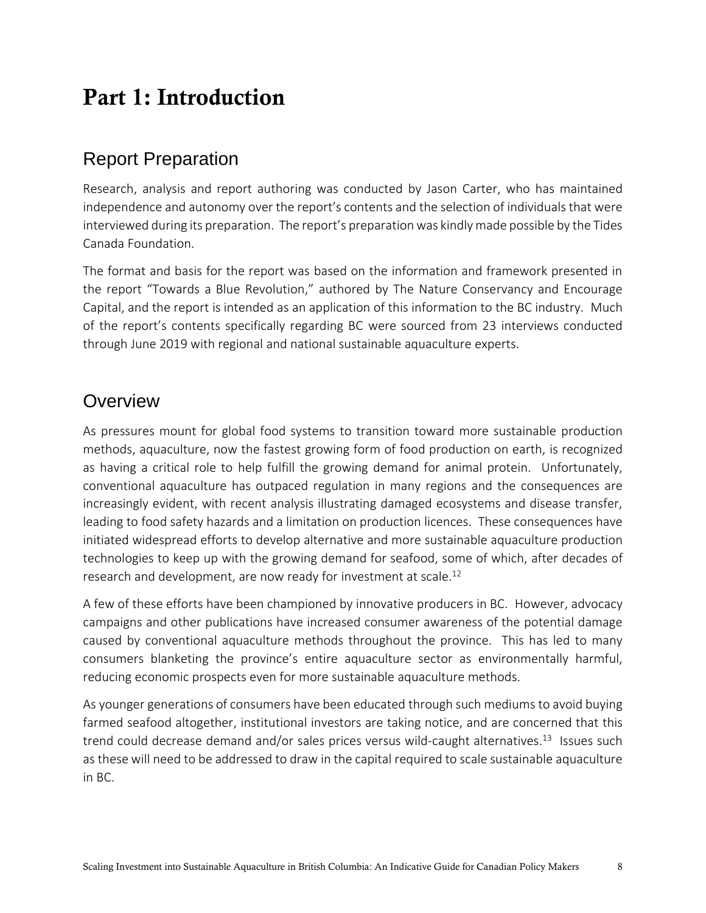# Part 1: Introduction

## Report Preparation

Research, analysis and report authoring was conducted by Jason Carter, who has maintained independence and autonomy over the report's contents and the selection of individuals that were interviewed during its preparation. The report's preparation was kindly made possible by the Tides Canada Foundation.

The format and basis for the report was based on the information and framework presented in the report "Towards a Blue Revolution," authored by The Nature Conservancy and Encourage Capital, and the report is intended as an application of this information to the BC industry. Much of the report's contents specifically regarding BC were sourced from 23 interviews conducted through June 2019 with regional and national sustainable aquaculture experts.

## Overview

As pressures mount for global food systems to transition toward more sustainable production methods, aquaculture, now the fastest growing form of food production on earth, is recognized as having a critical role to help fulfill the growing demand for animal protein. Unfortunately, conventional aquaculture has outpaced regulation in many regions and the consequences are increasingly evident, with recent analysis illustrating damaged ecosystems and disease transfer, leading to food safety hazards and a limitation on production licences. These consequences have initiated widespread efforts to develop alternative and more sustainable aquaculture production technologies to keep up with the growing demand for seafood, some of which, after decades of research and development, are now ready for investment at scale.[12]

A few of these efforts have been championed by innovative producers in BC. However, advocacy campaigns and other publications have increased consumer awareness of the potential damage caused by conventional aquaculture methods throughout the province. This has led to many consumers blanketing the province's entire aquaculture sector as environmentally harmful, reducing economic prospects even for more sustainable aquaculture methods.

As younger generations of consumers have been educated through such mediums to avoid buying farmed seafood altogether, institutional investors are taking notice, and are concerned that this trend could decrease demand and/or sales prices versus wild-caught alternatives.[13] Issues such as these will need to be addressed to draw in the capital required to scale sustainable aquaculture in BC.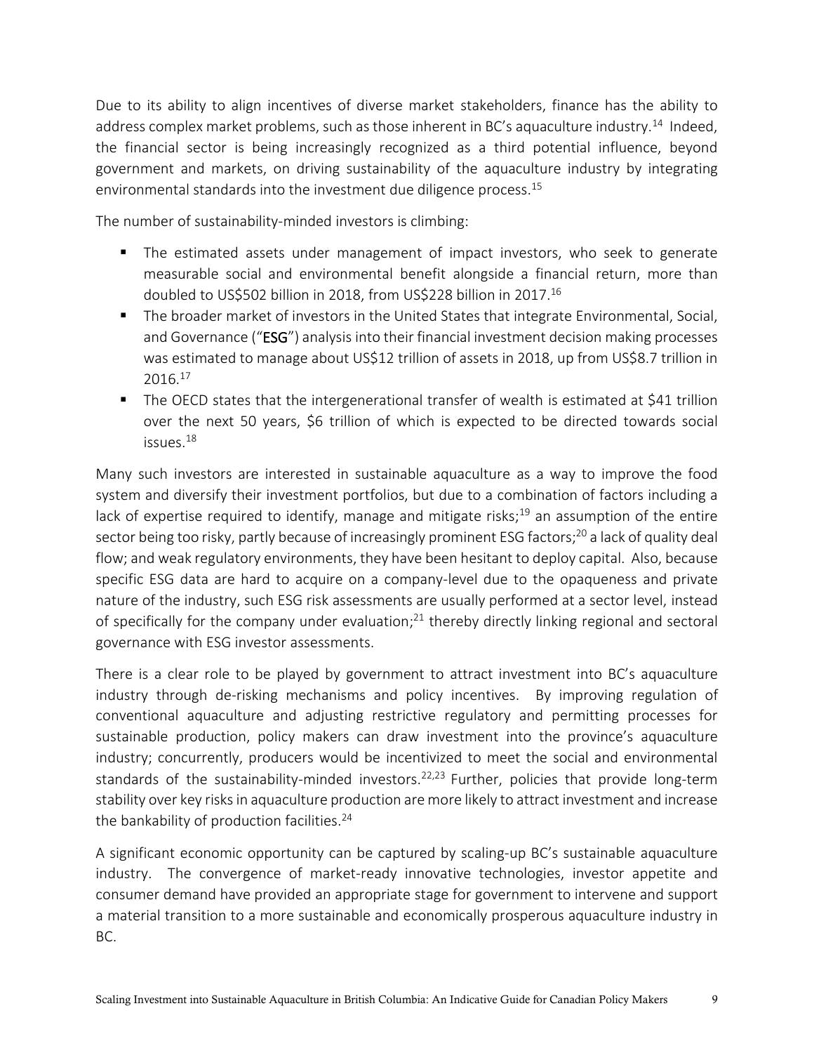Due to its ability to align incentives of diverse market stakeholders, finance has the ability to address complex market problems, such as those inherent in BC's aquaculture industry.[14] Indeed, the financial sector is being increasingly recognized as a third potential influence, beyond government and markets, on driving sustainability of the aquaculture industry by integrating environmental standards into the investment due diligence process.[15]

The number of sustainability-minded investors is climbing:

- The estimated assets under management of impact investors, who seek to generate measurable social and environmental benefit alongside a financial return, more than doubled to US$502 billion in 2018, from US$228 billion in 2017.[16]
- The broader market of investors in the United States that integrate Environmental, Social, and Governance ("**ESG**") analysis into their financial investment decision making processes was estimated to manage about US$12 trillion of assets in 2018, up from US$8.7 trillion in 2016.[17]
- The OECD states that the intergenerational transfer of wealth is estimated at $41 trillion over the next 50 years, $6 trillion of which is expected to be directed towards social issues.[18]

Many such investors are interested in sustainable aquaculture as a way to improve the food system and diversify their investment portfolios, but due to a combination of factors including a lack of expertise required to identify, manage and mitigate risks;[19] an assumption of the entire sector being too risky, partly because of increasingly prominent ESG factors;[20] a lack of quality deal flow; and weak regulatory environments, they have been hesitant to deploy capital. Also, because specific ESG data are hard to acquire on a company-level due to the opaqueness and private nature of the industry, such ESG risk assessments are usually performed at a sector level, instead of specifically for the company under evaluation;[21] thereby directly linking regional and sectoral governance with ESG investor assessments.

There is a clear role to be played by government to attract investment into BC's aquaculture industry through de-risking mechanisms and policy incentives. By improving regulation of conventional aquaculture and adjusting restrictive regulatory and permitting processes for sustainable production, policy makers can draw investment into the province's aquaculture industry; concurrently, producers would be incentivized to meet the social and environmental standards of the sustainability-minded investors.[22,23] Further, policies that provide long-term stability over key risks in aquaculture production are more likely to attract investment and increase the bankability of production facilities.[24]

A significant economic opportunity can be captured by scaling-up BC's sustainable aquaculture industry. The convergence of market-ready innovative technologies, investor appetite and consumer demand have provided an appropriate stage for government to intervene and support a material transition to a more sustainable and economically prosperous aquaculture industry in BC.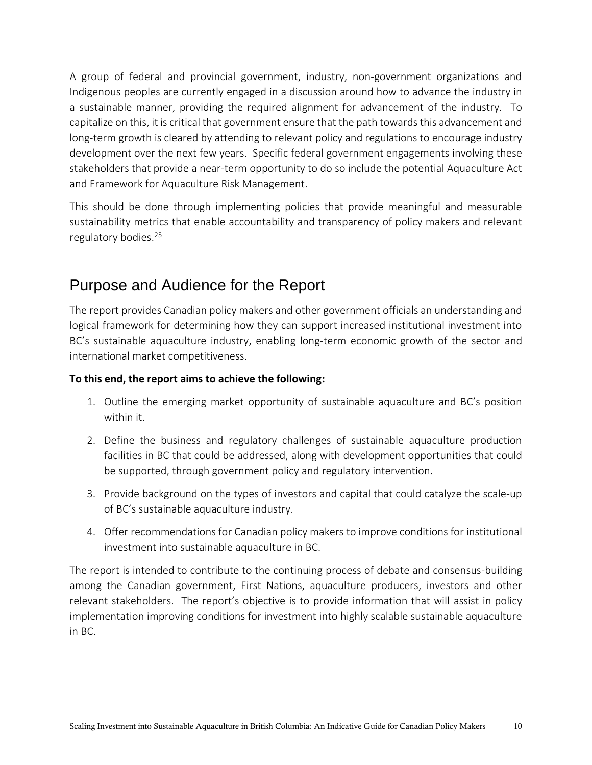A group of federal and provincial government, industry, non-government organizations and Indigenous peoples are currently engaged in a discussion around how to advance the industry in a sustainable manner, providing the required alignment for advancement of the industry. To capitalize on this, it is critical that government ensure that the path towards this advancement and long-term growth is cleared by attending to relevant policy and regulations to encourage industry development over the next few years. Specific federal government engagements involving these stakeholders that provide a near-term opportunity to do so include the potential Aquaculture Act and Framework for Aquaculture Risk Management.

This should be done through implementing policies that provide meaningful and measurable sustainability metrics that enable accountability and transparency of policy makers and relevant regulatory bodies.[25]

## Purpose and Audience for the Report

The report provides Canadian policy makers and other government officials an understanding and logical framework for determining how they can support increased institutional investment into BC's sustainable aquaculture industry, enabling long-term economic growth of the sector and international market competitiveness.

**To this end, the report aims to achieve the following:**

1. Outline the emerging market opportunity of sustainable aquaculture and BC's position within it.
2. Define the business and regulatory challenges of sustainable aquaculture production facilities in BC that could be addressed, along with development opportunities that could be supported, through government policy and regulatory intervention.
3. Provide background on the types of investors and capital that could catalyze the scale-up of BC's sustainable aquaculture industry.
4. Offer recommendations for Canadian policy makers to improve conditions for institutional investment into sustainable aquaculture in BC.

The report is intended to contribute to the continuing process of debate and consensus-building among the Canadian government, First Nations, aquaculture producers, investors and other relevant stakeholders. The report's objective is to provide information that will assist in policy implementation improving conditions for investment into highly scalable sustainable aquaculture in BC.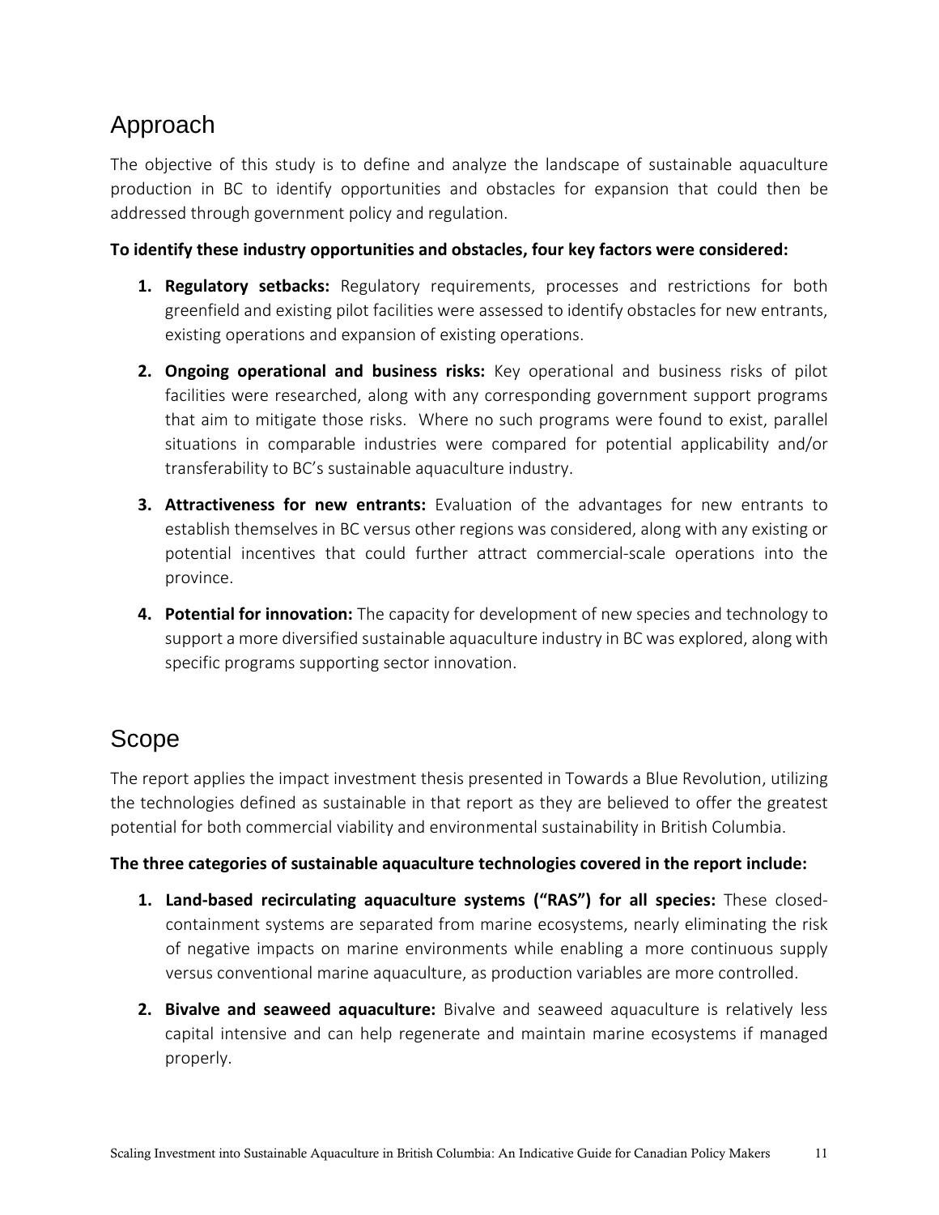## Approach

The objective of this study is to define and analyze the landscape of sustainable aquaculture production in BC to identify opportunities and obstacles for expansion that could then be addressed through government policy and regulation.

**To identify these industry opportunities and obstacles, four key factors were considered:**

1. **Regulatory setbacks:** Regulatory requirements, processes and restrictions for both greenfield and existing pilot facilities were assessed to identify obstacles for new entrants, existing operations and expansion of existing operations.
2. **Ongoing operational and business risks:** Key operational and business risks of pilot facilities were researched, along with any corresponding government support programs that aim to mitigate those risks. Where no such programs were found to exist, parallel situations in comparable industries were compared for potential applicability and/or transferability to BC's sustainable aquaculture industry.
3. **Attractiveness for new entrants:** Evaluation of the advantages for new entrants to establish themselves in BC versus other regions was considered, along with any existing or potential incentives that could further attract commercial-scale operations into the province.
4. **Potential for innovation:** The capacity for development of new species and technology to support a more diversified sustainable aquaculture industry in BC was explored, along with specific programs supporting sector innovation.

## Scope

The report applies the impact investment thesis presented in Towards a Blue Revolution, utilizing the technologies defined as sustainable in that report as they are believed to offer the greatest potential for both commercial viability and environmental sustainability in British Columbia.

**The three categories of sustainable aquaculture technologies covered in the report include:**

1. **Land-based recirculating aquaculture systems ("RAS") for all species:** These closed-containment systems are separated from marine ecosystems, nearly eliminating the risk of negative impacts on marine environments while enabling a more continuous supply versus conventional marine aquaculture, as production variables are more controlled.
2. **Bivalve and seaweed aquaculture:** Bivalve and seaweed aquaculture is relatively less capital intensive and can help regenerate and maintain marine ecosystems if managed properly.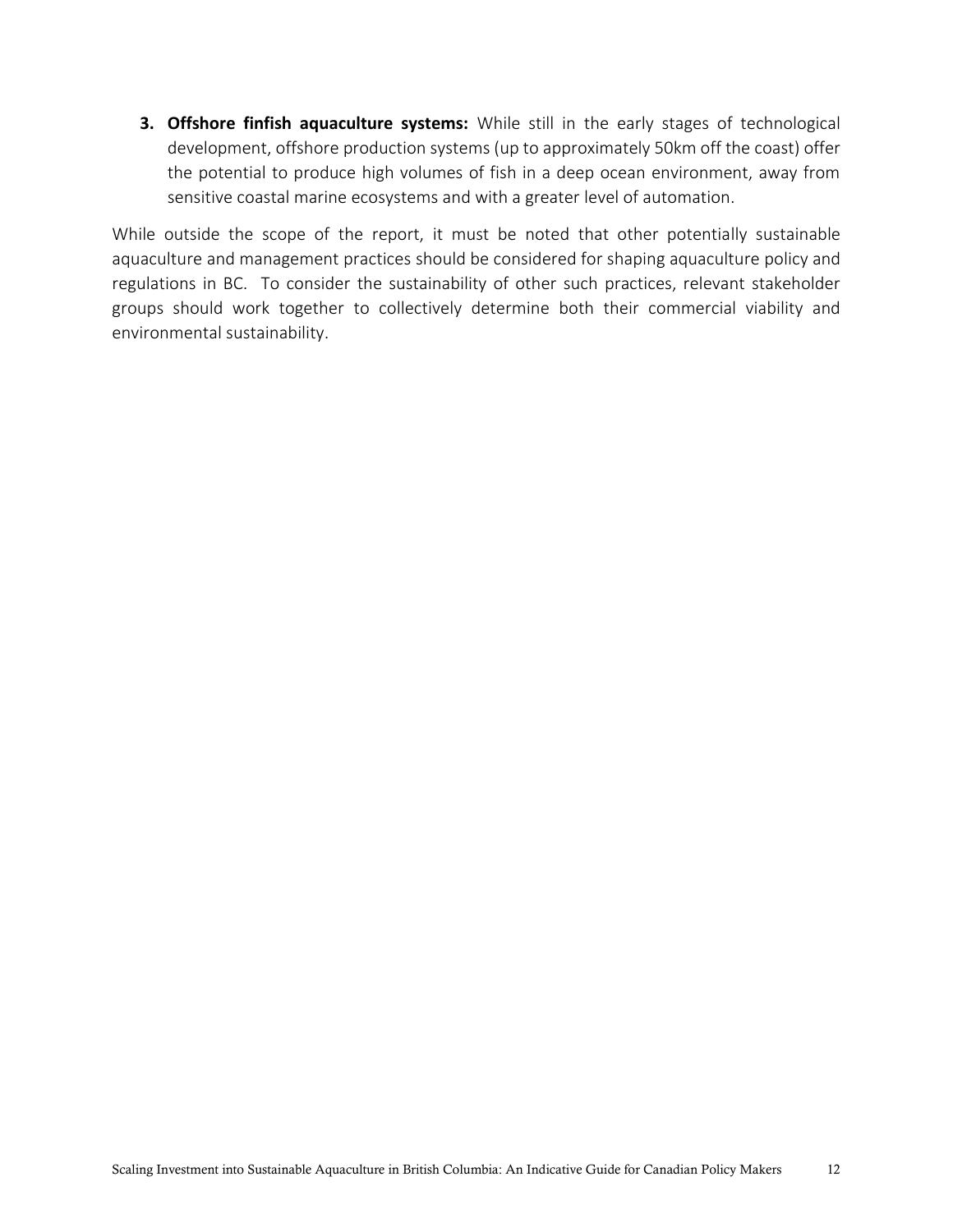3. **Offshore finfish aquaculture systems:** While still in the early stages of technological development, offshore production systems (up to approximately 50km off the coast) offer the potential to produce high volumes of fish in a deep ocean environment, away from sensitive coastal marine ecosystems and with a greater level of automation.

While outside the scope of the report, it must be noted that other potentially sustainable aquaculture and management practices should be considered for shaping aquaculture policy and regulations in BC. To consider the sustainability of other such practices, relevant stakeholder groups should work together to collectively determine both their commercial viability and environmental sustainability.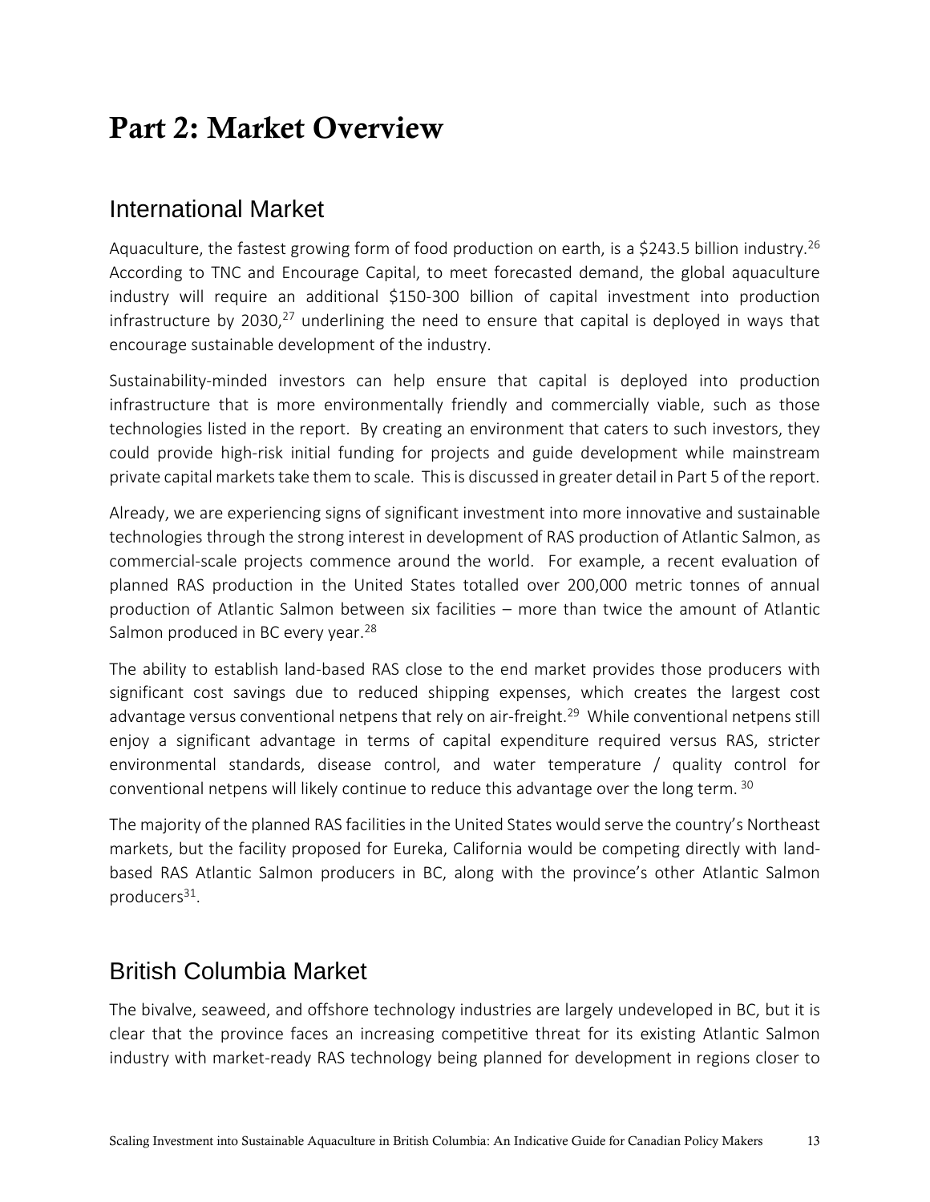# Part 2: Market Overview

## International Market

Aquaculture, the fastest growing form of food production on earth, is a $243.5 billion industry.[26] According to TNC and Encourage Capital, to meet forecasted demand, the global aquaculture industry will require an additional $150-300 billion of capital investment into production infrastructure by 2030,[27] underlining the need to ensure that capital is deployed in ways that encourage sustainable development of the industry.

Sustainability-minded investors can help ensure that capital is deployed into production infrastructure that is more environmentally friendly and commercially viable, such as those technologies listed in the report. By creating an environment that caters to such investors, they could provide high-risk initial funding for projects and guide development while mainstream private capital markets take them to scale. This is discussed in greater detail in Part 5 of the report.

Already, we are experiencing signs of significant investment into more innovative and sustainable technologies through the strong interest in development of RAS production of Atlantic Salmon, as commercial-scale projects commence around the world. For example, a recent evaluation of planned RAS production in the United States totalled over 200,000 metric tonnes of annual production of Atlantic Salmon between six facilities – more than twice the amount of Atlantic Salmon produced in BC every year.[28]

The ability to establish land-based RAS close to the end market provides those producers with significant cost savings due to reduced shipping expenses, which creates the largest cost advantage versus conventional netpens that rely on air-freight.[29] While conventional netpens still enjoy a significant advantage in terms of capital expenditure required versus RAS, stricter environmental standards, disease control, and water temperature / quality control for conventional netpens will likely continue to reduce this advantage over the long term.[30]

The majority of the planned RAS facilities in the United States would serve the country's Northeast markets, but the facility proposed for Eureka, California would be competing directly with land-based RAS Atlantic Salmon producers in BC, along with the province's other Atlantic Salmon producers[31].

## British Columbia Market

The bivalve, seaweed, and offshore technology industries are largely undeveloped in BC, but it is clear that the province faces an increasing competitive threat for its existing Atlantic Salmon industry with market-ready RAS technology being planned for development in regions closer to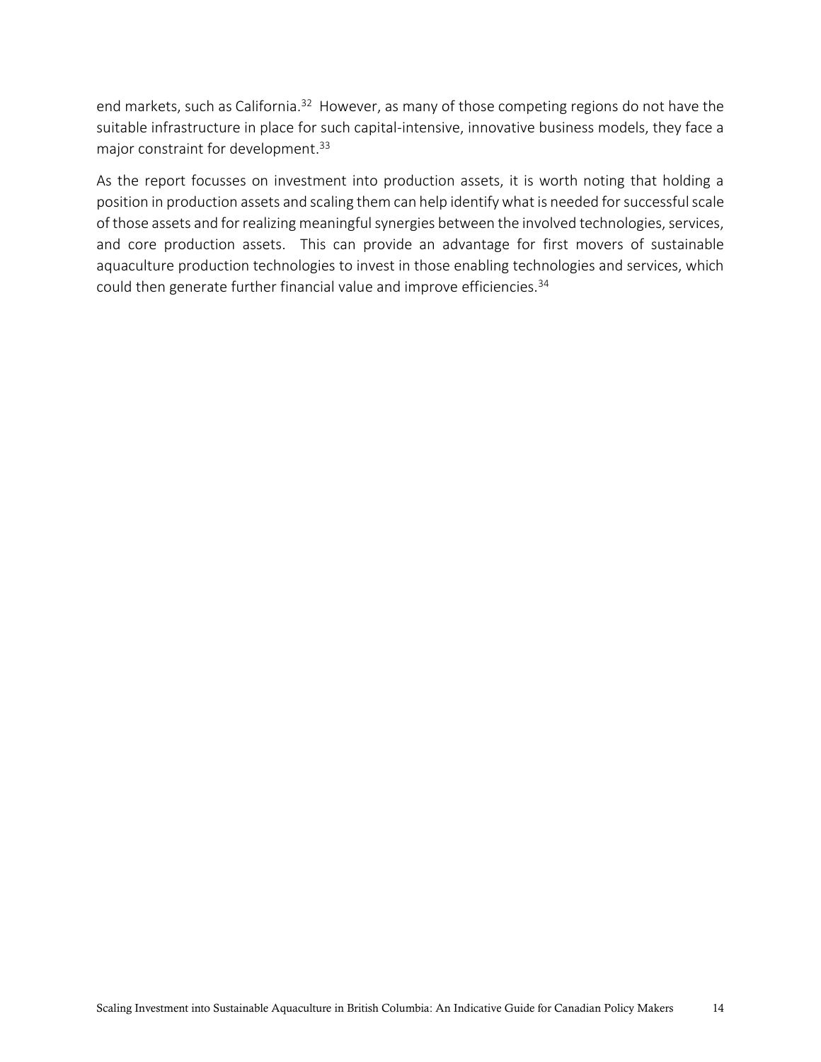end markets, such as California.[32] However, as many of those competing regions do not have the suitable infrastructure in place for such capital-intensive, innovative business models, they face a major constraint for development.[33]

As the report focusses on investment into production assets, it is worth noting that holding a position in production assets and scaling them can help identify what is needed for successful scale of those assets and for realizing meaningful synergies between the involved technologies, services, and core production assets. This can provide an advantage for first movers of sustainable aquaculture production technologies to invest in those enabling technologies and services, which could then generate further financial value and improve efficiencies.[34]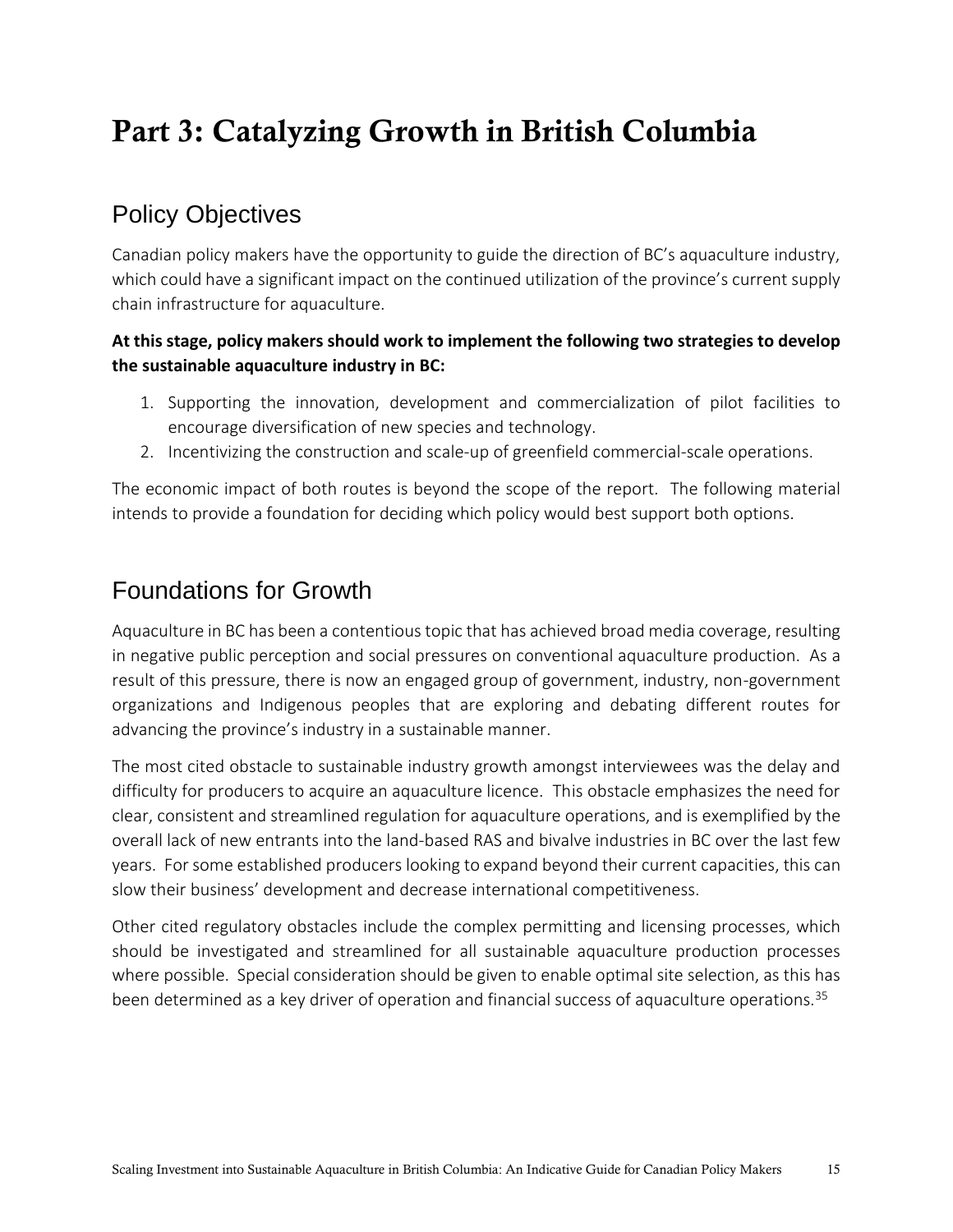# Part 3: Catalyzing Growth in British Columbia

## Policy Objectives

Canadian policy makers have the opportunity to guide the direction of BC's aquaculture industry, which could have a significant impact on the continued utilization of the province's current supply chain infrastructure for aquaculture.

**At this stage, policy makers should work to implement the following two strategies to develop the sustainable aquaculture industry in BC:**

1. Supporting the innovation, development and commercialization of pilot facilities to encourage diversification of new species and technology.
2. Incentivizing the construction and scale-up of greenfield commercial-scale operations.

The economic impact of both routes is beyond the scope of the report. The following material intends to provide a foundation for deciding which policy would best support both options.

## Foundations for Growth

Aquaculture in BC has been a contentious topic that has achieved broad media coverage, resulting in negative public perception and social pressures on conventional aquaculture production. As a result of this pressure, there is now an engaged group of government, industry, non-government organizations and Indigenous peoples that are exploring and debating different routes for advancing the province's industry in a sustainable manner.

The most cited obstacle to sustainable industry growth amongst interviewees was the delay and difficulty for producers to acquire an aquaculture licence. This obstacle emphasizes the need for clear, consistent and streamlined regulation for aquaculture operations, and is exemplified by the overall lack of new entrants into the land-based RAS and bivalve industries in BC over the last few years. For some established producers looking to expand beyond their current capacities, this can slow their business' development and decrease international competitiveness.

Other cited regulatory obstacles include the complex permitting and licensing processes, which should be investigated and streamlined for all sustainable aquaculture production processes where possible. Special consideration should be given to enable optimal site selection, as this has been determined as a key driver of operation and financial success of aquaculture operations.[35]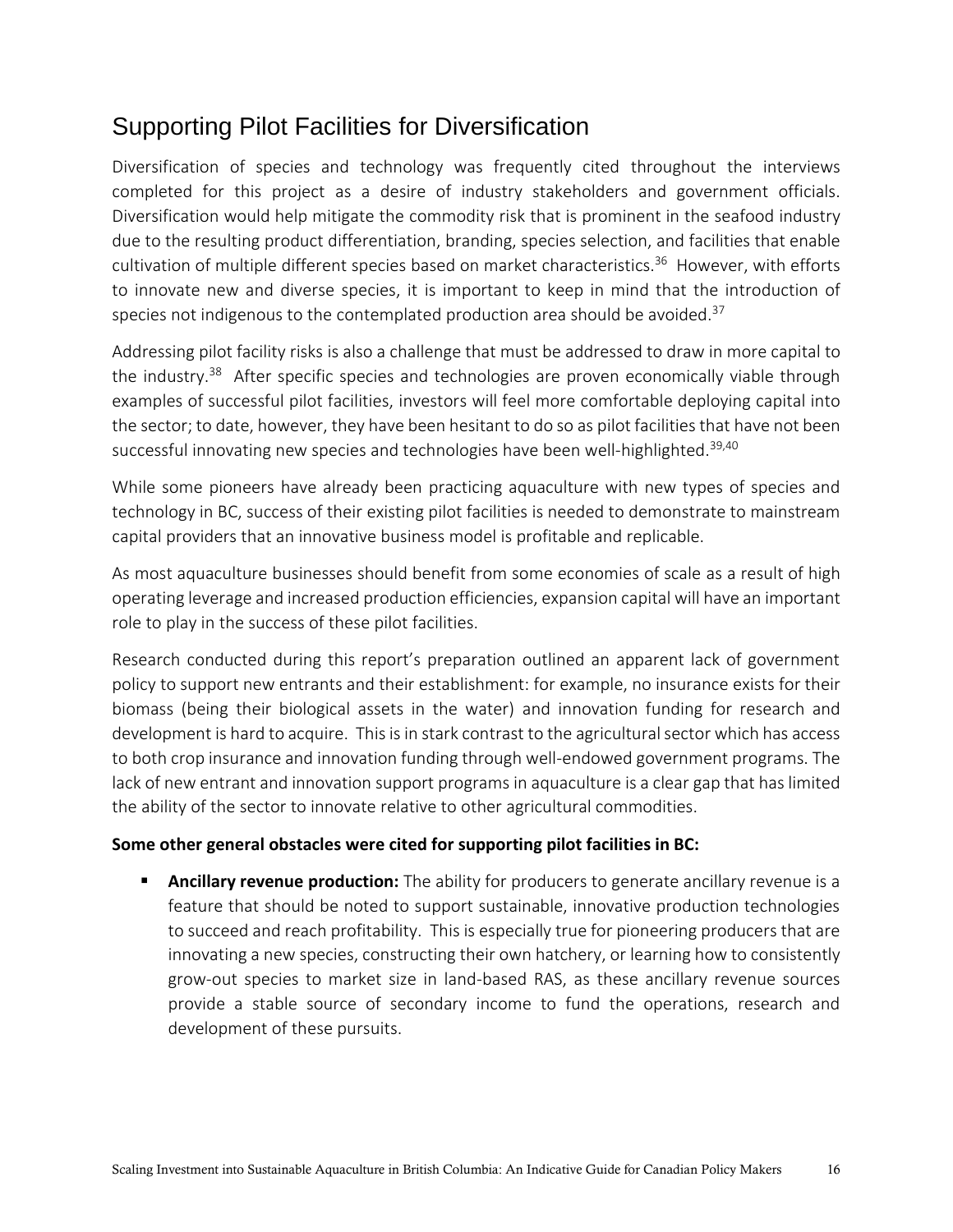## Supporting Pilot Facilities for Diversification

Diversification of species and technology was frequently cited throughout the interviews completed for this project as a desire of industry stakeholders and government officials. Diversification would help mitigate the commodity risk that is prominent in the seafood industry due to the resulting product differentiation, branding, species selection, and facilities that enable cultivation of multiple different species based on market characteristics.[36] However, with efforts to innovate new and diverse species, it is important to keep in mind that the introduction of species not indigenous to the contemplated production area should be avoided.[37]

Addressing pilot facility risks is also a challenge that must be addressed to draw in more capital to the industry.[38] After specific species and technologies are proven economically viable through examples of successful pilot facilities, investors will feel more comfortable deploying capital into the sector; to date, however, they have been hesitant to do so as pilot facilities that have not been successful innovating new species and technologies have been well-highlighted.[39,40]

While some pioneers have already been practicing aquaculture with new types of species and technology in BC, success of their existing pilot facilities is needed to demonstrate to mainstream capital providers that an innovative business model is profitable and replicable.

As most aquaculture businesses should benefit from some economies of scale as a result of high operating leverage and increased production efficiencies, expansion capital will have an important role to play in the success of these pilot facilities.

Research conducted during this report's preparation outlined an apparent lack of government policy to support new entrants and their establishment: for example, no insurance exists for their biomass (being their biological assets in the water) and innovation funding for research and development is hard to acquire. This is in stark contrast to the agricultural sector which has access to both crop insurance and innovation funding through well-endowed government programs. The lack of new entrant and innovation support programs in aquaculture is a clear gap that has limited the ability of the sector to innovate relative to other agricultural commodities.

**Some other general obstacles were cited for supporting pilot facilities in BC:**

- **Ancillary revenue production:** The ability for producers to generate ancillary revenue is a feature that should be noted to support sustainable, innovative production technologies to succeed and reach profitability. This is especially true for pioneering producers that are innovating a new species, constructing their own hatchery, or learning how to consistently grow-out species to market size in land-based RAS, as these ancillary revenue sources provide a stable source of secondary income to fund the operations, research and development of these pursuits.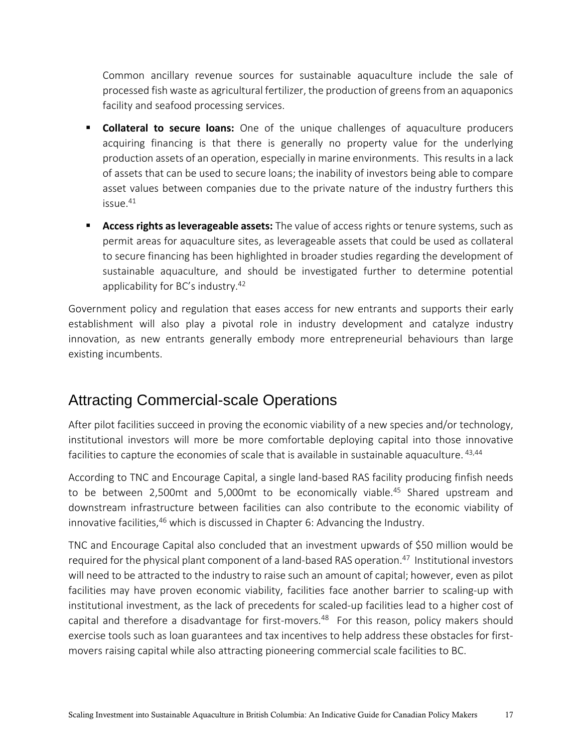Common ancillary revenue sources for sustainable aquaculture include the sale of processed fish waste as agricultural fertilizer, the production of greens from an aquaponics facility and seafood processing services.

- **Collateral to secure loans:** One of the unique challenges of aquaculture producers acquiring financing is that there is generally no property value for the underlying production assets of an operation, especially in marine environments. This results in a lack of assets that can be used to secure loans; the inability of investors being able to compare asset values between companies due to the private nature of the industry furthers this issue.[41]
- **Access rights as leverageable assets:** The value of access rights or tenure systems, such as permit areas for aquaculture sites, as leverageable assets that could be used as collateral to secure financing has been highlighted in broader studies regarding the development of sustainable aquaculture, and should be investigated further to determine potential applicability for BC's industry.[42]

Government policy and regulation that eases access for new entrants and supports their early establishment will also play a pivotal role in industry development and catalyze industry innovation, as new entrants generally embody more entrepreneurial behaviours than large existing incumbents.

## Attracting Commercial-scale Operations

After pilot facilities succeed in proving the economic viability of a new species and/or technology, institutional investors will more be more comfortable deploying capital into those innovative facilities to capture the economies of scale that is available in sustainable aquaculture. [43,44]

According to TNC and Encourage Capital, a single land-based RAS facility producing finfish needs to be between 2,500mt and 5,000mt to be economically viable.[45] Shared upstream and downstream infrastructure between facilities can also contribute to the economic viability of innovative facilities,[46] which is discussed in Chapter 6: Advancing the Industry.

TNC and Encourage Capital also concluded that an investment upwards of $50 million would be required for the physical plant component of a land-based RAS operation.[47] Institutional investors will need to be attracted to the industry to raise such an amount of capital; however, even as pilot facilities may have proven economic viability, facilities face another barrier to scaling-up with institutional investment, as the lack of precedents for scaled-up facilities lead to a higher cost of capital and therefore a disadvantage for first-movers.[48] For this reason, policy makers should exercise tools such as loan guarantees and tax incentives to help address these obstacles for first-movers raising capital while also attracting pioneering commercial scale facilities to BC.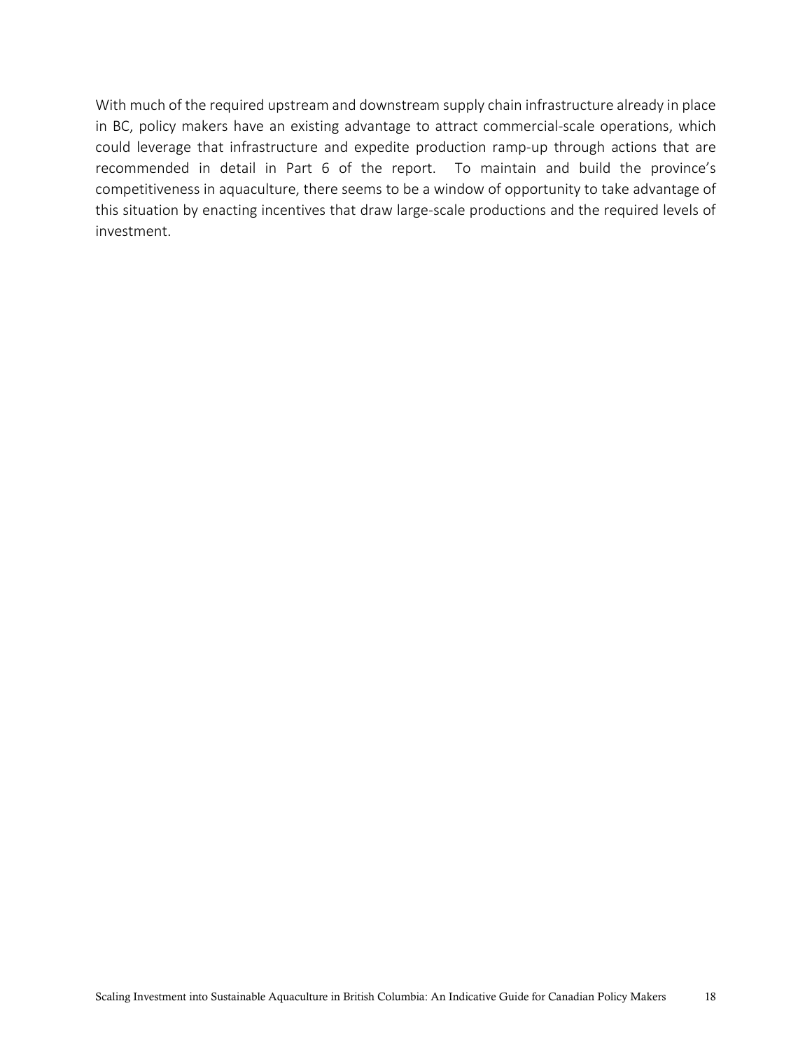With much of the required upstream and downstream supply chain infrastructure already in place in BC, policy makers have an existing advantage to attract commercial-scale operations, which could leverage that infrastructure and expedite production ramp-up through actions that are recommended in detail in Part 6 of the report. To maintain and build the province's competitiveness in aquaculture, there seems to be a window of opportunity to take advantage of this situation by enacting incentives that draw large-scale productions and the required levels of investment.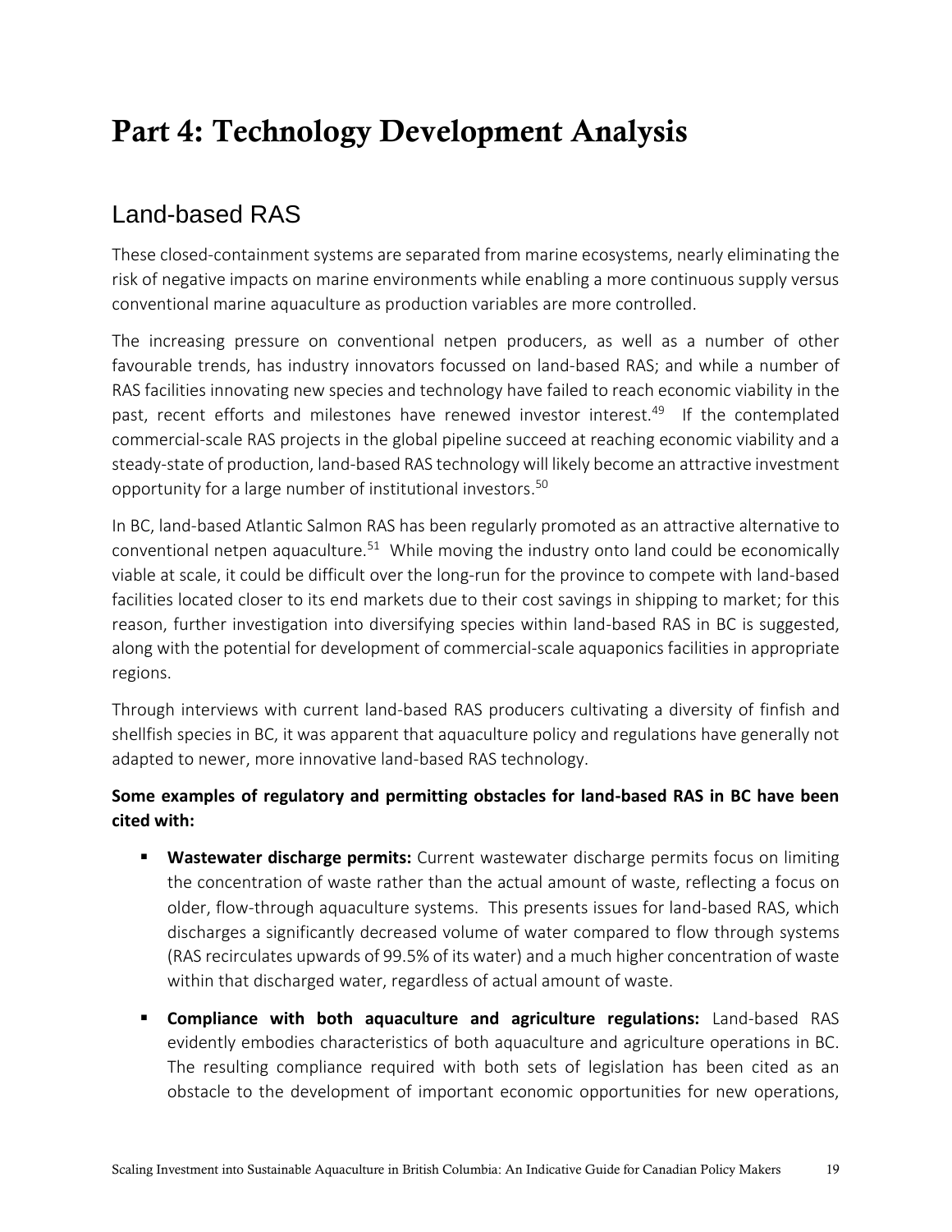# Part 4: Technology Development Analysis

## Land-based RAS

These closed-containment systems are separated from marine ecosystems, nearly eliminating the risk of negative impacts on marine environments while enabling a more continuous supply versus conventional marine aquaculture as production variables are more controlled.

The increasing pressure on conventional netpen producers, as well as a number of other favourable trends, has industry innovators focussed on land-based RAS; and while a number of RAS facilities innovating new species and technology have failed to reach economic viability in the past, recent efforts and milestones have renewed investor interest.[49] If the contemplated commercial-scale RAS projects in the global pipeline succeed at reaching economic viability and a steady-state of production, land-based RAS technology will likely become an attractive investment opportunity for a large number of institutional investors.[50]

In BC, land-based Atlantic Salmon RAS has been regularly promoted as an attractive alternative to conventional netpen aquaculture.[51] While moving the industry onto land could be economically viable at scale, it could be difficult over the long-run for the province to compete with land-based facilities located closer to its end markets due to their cost savings in shipping to market; for this reason, further investigation into diversifying species within land-based RAS in BC is suggested, along with the potential for development of commercial-scale aquaponics facilities in appropriate regions.

Through interviews with current land-based RAS producers cultivating a diversity of finfish and shellfish species in BC, it was apparent that aquaculture policy and regulations have generally not adapted to newer, more innovative land-based RAS technology.

**Some examples of regulatory and permitting obstacles for land-based RAS in BC have been cited with:**

- **Wastewater discharge permits:** Current wastewater discharge permits focus on limiting the concentration of waste rather than the actual amount of waste, reflecting a focus on older, flow-through aquaculture systems. This presents issues for land-based RAS, which discharges a significantly decreased volume of water compared to flow through systems (RAS recirculates upwards of 99.5% of its water) and a much higher concentration of waste within that discharged water, regardless of actual amount of waste.
- **Compliance with both aquaculture and agriculture regulations:** Land-based RAS evidently embodies characteristics of both aquaculture and agriculture operations in BC. The resulting compliance required with both sets of legislation has been cited as an obstacle to the development of important economic opportunities for new operations,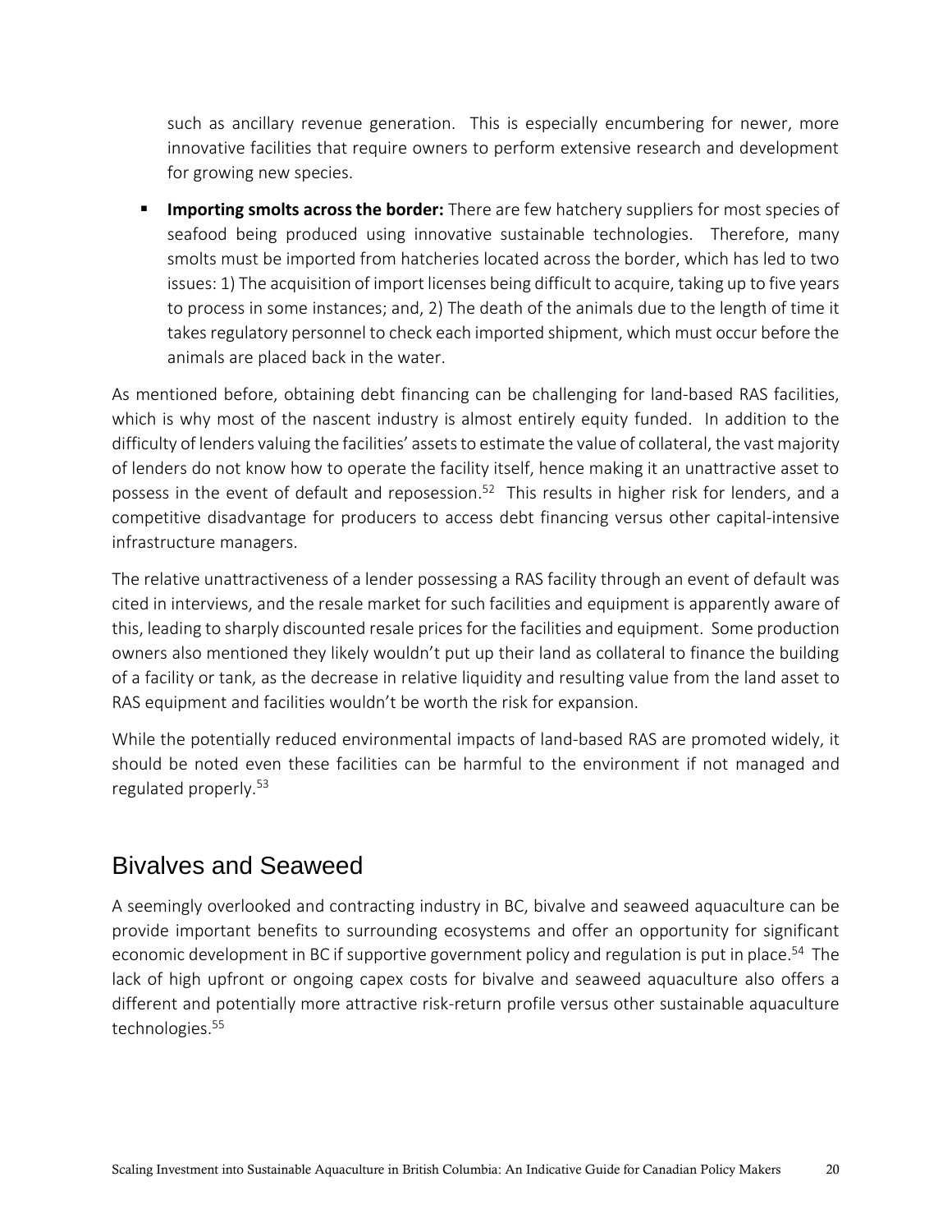such as ancillary revenue generation. This is especially encumbering for newer, more innovative facilities that require owners to perform extensive research and development for growing new species.

- **Importing smolts across the border:** There are few hatchery suppliers for most species of seafood being produced using innovative sustainable technologies. Therefore, many smolts must be imported from hatcheries located across the border, which has led to two issues: 1) The acquisition of import licenses being difficult to acquire, taking up to five years to process in some instances; and, 2) The death of the animals due to the length of time it takes regulatory personnel to check each imported shipment, which must occur before the animals are placed back in the water.

As mentioned before, obtaining debt financing can be challenging for land-based RAS facilities, which is why most of the nascent industry is almost entirely equity funded. In addition to the difficulty of lenders valuing the facilities' assets to estimate the value of collateral, the vast majority of lenders do not know how to operate the facility itself, hence making it an unattractive asset to possess in the event of default and reposession.[52] This results in higher risk for lenders, and a competitive disadvantage for producers to access debt financing versus other capital-intensive infrastructure managers.

The relative unattractiveness of a lender possessing a RAS facility through an event of default was cited in interviews, and the resale market for such facilities and equipment is apparently aware of this, leading to sharply discounted resale prices for the facilities and equipment. Some production owners also mentioned they likely wouldn't put up their land as collateral to finance the building of a facility or tank, as the decrease in relative liquidity and resulting value from the land asset to RAS equipment and facilities wouldn't be worth the risk for expansion.

While the potentially reduced environmental impacts of land-based RAS are promoted widely, it should be noted even these facilities can be harmful to the environment if not managed and regulated properly.[53]

## Bivalves and Seaweed

A seemingly overlooked and contracting industry in BC, bivalve and seaweed aquaculture can be provide important benefits to surrounding ecosystems and offer an opportunity for significant economic development in BC if supportive government policy and regulation is put in place.[54] The lack of high upfront or ongoing capex costs for bivalve and seaweed aquaculture also offers a different and potentially more attractive risk-return profile versus other sustainable aquaculture technologies.[55]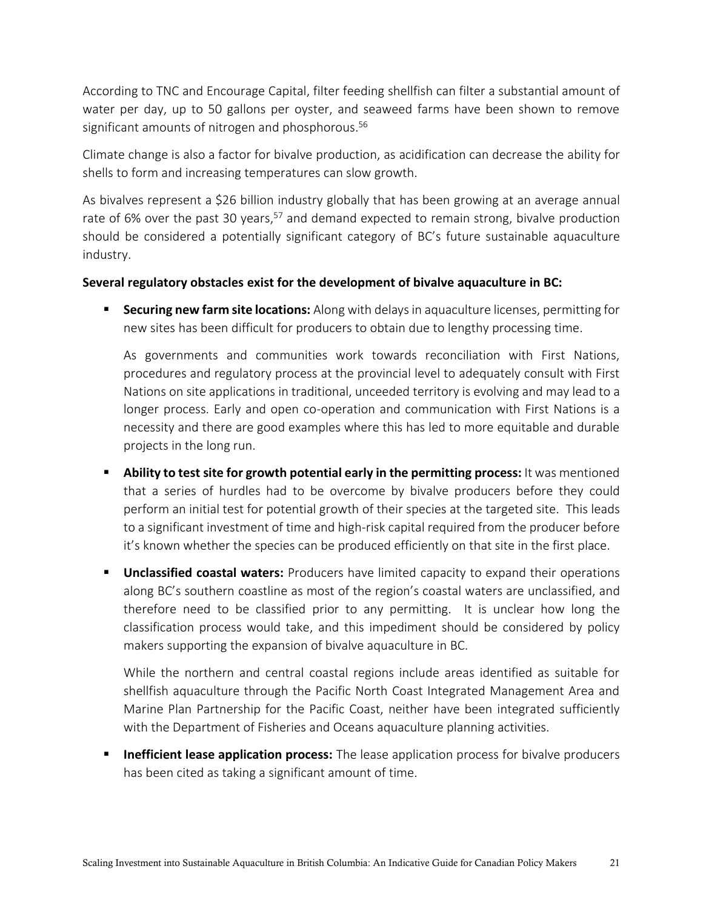According to TNC and Encourage Capital, filter feeding shellfish can filter a substantial amount of water per day, up to 50 gallons per oyster, and seaweed farms have been shown to remove significant amounts of nitrogen and phosphorous.[56]

Climate change is also a factor for bivalve production, as acidification can decrease the ability for shells to form and increasing temperatures can slow growth.

As bivalves represent a $26 billion industry globally that has been growing at an average annual rate of 6% over the past 30 years,[57] and demand expected to remain strong, bivalve production should be considered a potentially significant category of BC's future sustainable aquaculture industry.

**Several regulatory obstacles exist for the development of bivalve aquaculture in BC:**

- **Securing new farm site locations:** Along with delays in aquaculture licenses, permitting for new sites has been difficult for producers to obtain due to lengthy processing time.

  As governments and communities work towards reconciliation with First Nations, procedures and regulatory process at the provincial level to adequately consult with First Nations on site applications in traditional, unceeded territory is evolving and may lead to a longer process. Early and open co-operation and communication with First Nations is a necessity and there are good examples where this has led to more equitable and durable projects in the long run.

- **Ability to test site for growth potential early in the permitting process:** It was mentioned that a series of hurdles had to be overcome by bivalve producers before they could perform an initial test for potential growth of their species at the targeted site. This leads to a significant investment of time and high-risk capital required from the producer before it's known whether the species can be produced efficiently on that site in the first place.

- **Unclassified coastal waters:** Producers have limited capacity to expand their operations along BC's southern coastline as most of the region's coastal waters are unclassified, and therefore need to be classified prior to any permitting. It is unclear how long the classification process would take, and this impediment should be considered by policy makers supporting the expansion of bivalve aquaculture in BC.

  While the northern and central coastal regions include areas identified as suitable for shellfish aquaculture through the Pacific North Coast Integrated Management Area and Marine Plan Partnership for the Pacific Coast, neither have been integrated sufficiently with the Department of Fisheries and Oceans aquaculture planning activities.

- **Inefficient lease application process:** The lease application process for bivalve producers has been cited as taking a significant amount of time.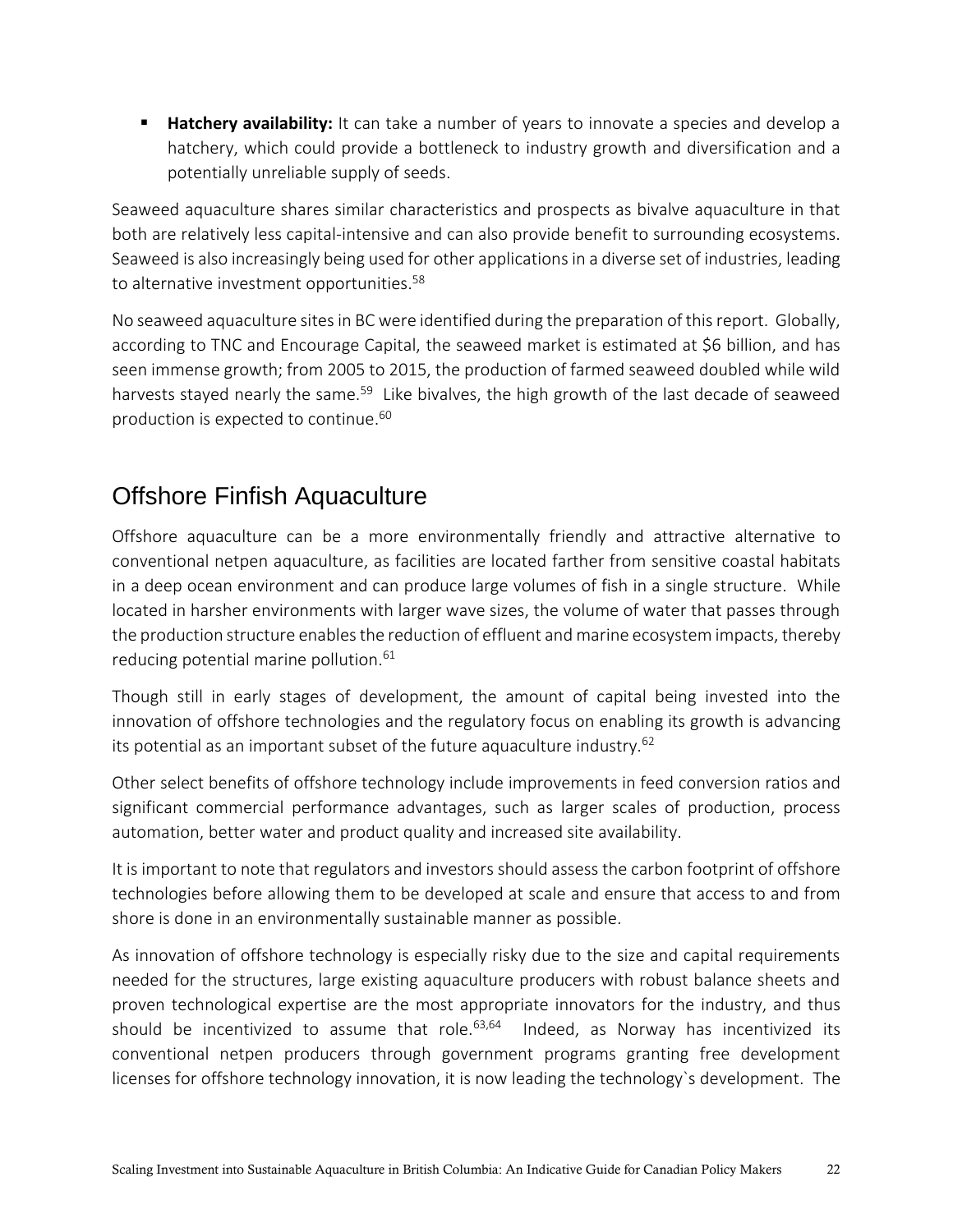- **Hatchery availability:** It can take a number of years to innovate a species and develop a hatchery, which could provide a bottleneck to industry growth and diversification and a potentially unreliable supply of seeds.

Seaweed aquaculture shares similar characteristics and prospects as bivalve aquaculture in that both are relatively less capital-intensive and can also provide benefit to surrounding ecosystems. Seaweed is also increasingly being used for other applications in a diverse set of industries, leading to alternative investment opportunities.[58]

No seaweed aquaculture sites in BC were identified during the preparation of this report. Globally, according to TNC and Encourage Capital, the seaweed market is estimated at $6 billion, and has seen immense growth; from 2005 to 2015, the production of farmed seaweed doubled while wild harvests stayed nearly the same.[59] Like bivalves, the high growth of the last decade of seaweed production is expected to continue.[60]

## Offshore Finfish Aquaculture

Offshore aquaculture can be a more environmentally friendly and attractive alternative to conventional netpen aquaculture, as facilities are located farther from sensitive coastal habitats in a deep ocean environment and can produce large volumes of fish in a single structure. While located in harsher environments with larger wave sizes, the volume of water that passes through the production structure enables the reduction of effluent and marine ecosystem impacts, thereby reducing potential marine pollution.[61]

Though still in early stages of development, the amount of capital being invested into the innovation of offshore technologies and the regulatory focus on enabling its growth is advancing its potential as an important subset of the future aquaculture industry.[62]

Other select benefits of offshore technology include improvements in feed conversion ratios and significant commercial performance advantages, such as larger scales of production, process automation, better water and product quality and increased site availability.

It is important to note that regulators and investors should assess the carbon footprint of offshore technologies before allowing them to be developed at scale and ensure that access to and from shore is done in an environmentally sustainable manner as possible.

As innovation of offshore technology is especially risky due to the size and capital requirements needed for the structures, large existing aquaculture producers with robust balance sheets and proven technological expertise are the most appropriate innovators for the industry, and thus should be incentivized to assume that role.[63,64] Indeed, as Norway has incentivized its conventional netpen producers through government programs granting free development licenses for offshore technology innovation, it is now leading the technology`s development. The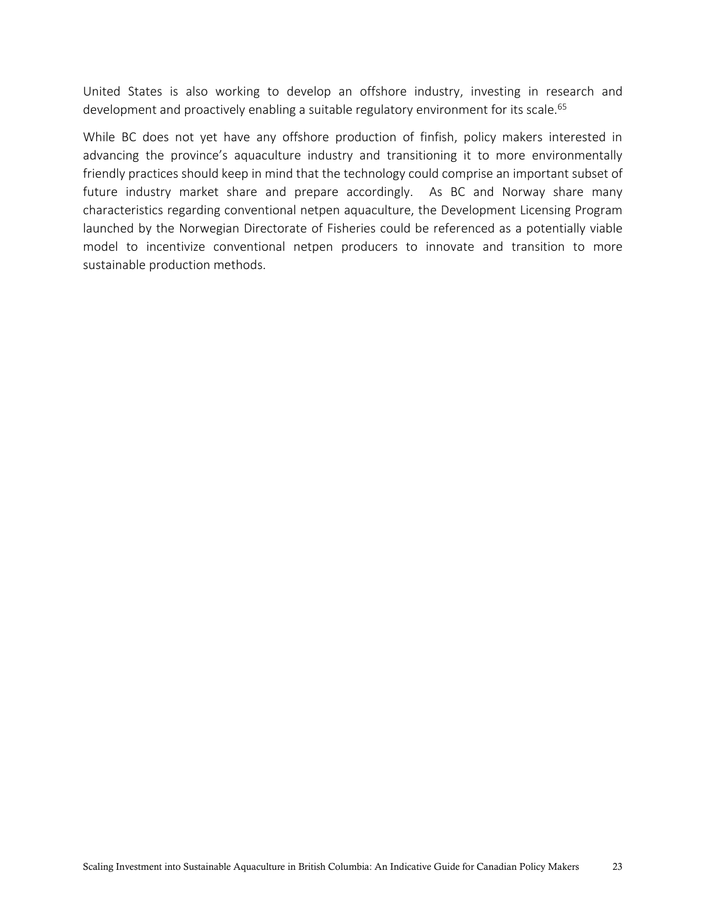United States is also working to develop an offshore industry, investing in research and development and proactively enabling a suitable regulatory environment for its scale.[65]

While BC does not yet have any offshore production of finfish, policy makers interested in advancing the province's aquaculture industry and transitioning it to more environmentally friendly practices should keep in mind that the technology could comprise an important subset of future industry market share and prepare accordingly. As BC and Norway share many characteristics regarding conventional netpen aquaculture, the Development Licensing Program launched by the Norwegian Directorate of Fisheries could be referenced as a potentially viable model to incentivize conventional netpen producers to innovate and transition to more sustainable production methods.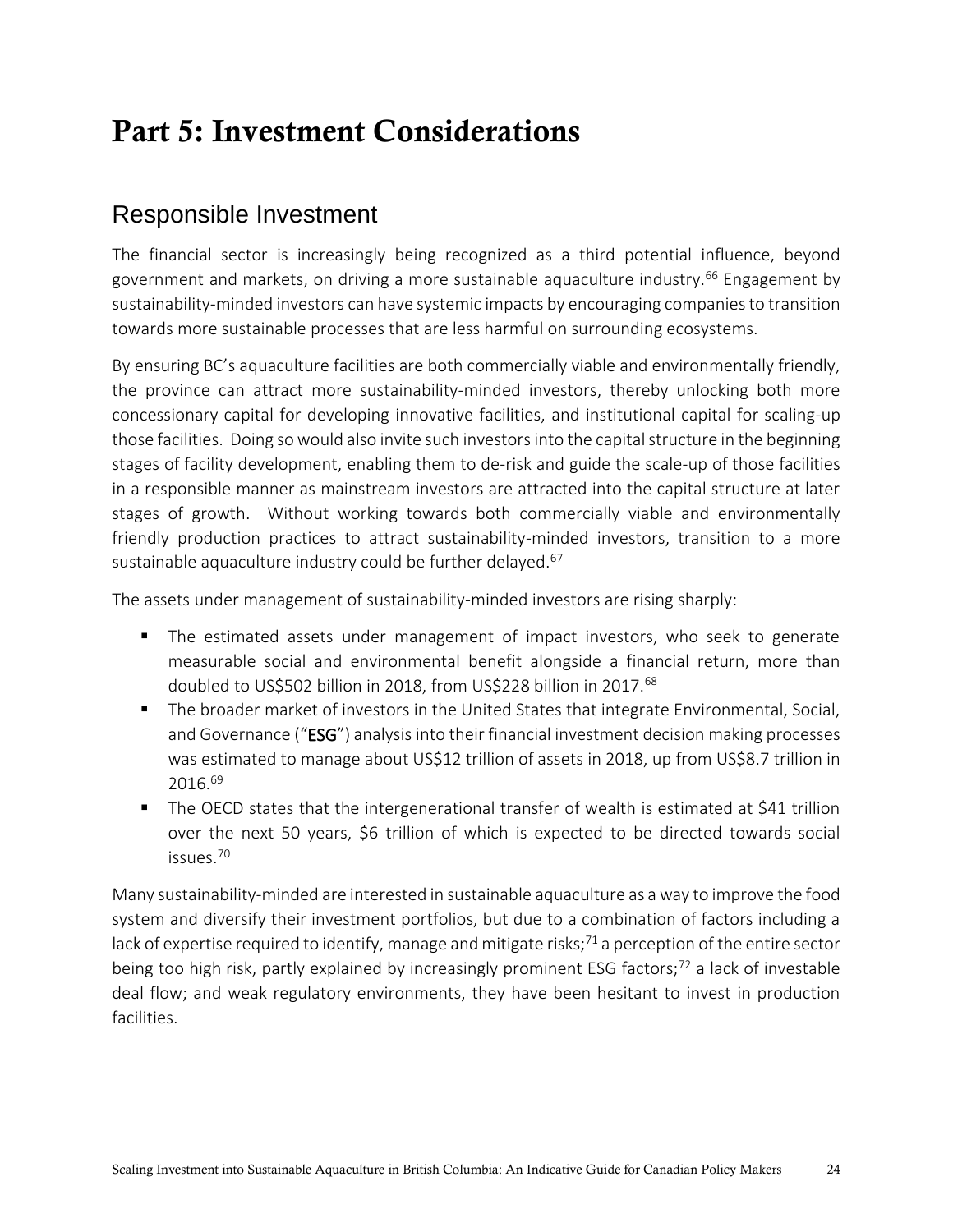# Part 5: Investment Considerations

## Responsible Investment

The financial sector is increasingly being recognized as a third potential influence, beyond government and markets, on driving a more sustainable aquaculture industry.[66] Engagement by sustainability-minded investors can have systemic impacts by encouraging companies to transition towards more sustainable processes that are less harmful on surrounding ecosystems.

By ensuring BC's aquaculture facilities are both commercially viable and environmentally friendly, the province can attract more sustainability-minded investors, thereby unlocking both more concessionary capital for developing innovative facilities, and institutional capital for scaling-up those facilities. Doing so would also invite such investors into the capital structure in the beginning stages of facility development, enabling them to de-risk and guide the scale-up of those facilities in a responsible manner as mainstream investors are attracted into the capital structure at later stages of growth. Without working towards both commercially viable and environmentally friendly production practices to attract sustainability-minded investors, transition to a more sustainable aquaculture industry could be further delayed.[67]

The assets under management of sustainability-minded investors are rising sharply:

- The estimated assets under management of impact investors, who seek to generate measurable social and environmental benefit alongside a financial return, more than doubled to US$502 billion in 2018, from US$228 billion in 2017.[68]
- The broader market of investors in the United States that integrate Environmental, Social, and Governance ("**ESG**") analysis into their financial investment decision making processes was estimated to manage about US$12 trillion of assets in 2018, up from US$8.7 trillion in 2016.[69]
- The OECD states that the intergenerational transfer of wealth is estimated at $41 trillion over the next 50 years, $6 trillion of which is expected to be directed towards social issues.[70]

Many sustainability-minded are interested in sustainable aquaculture as a way to improve the food system and diversify their investment portfolios, but due to a combination of factors including a lack of expertise required to identify, manage and mitigate risks;[71] a perception of the entire sector being too high risk, partly explained by increasingly prominent ESG factors;[72] a lack of investable deal flow; and weak regulatory environments, they have been hesitant to invest in production facilities.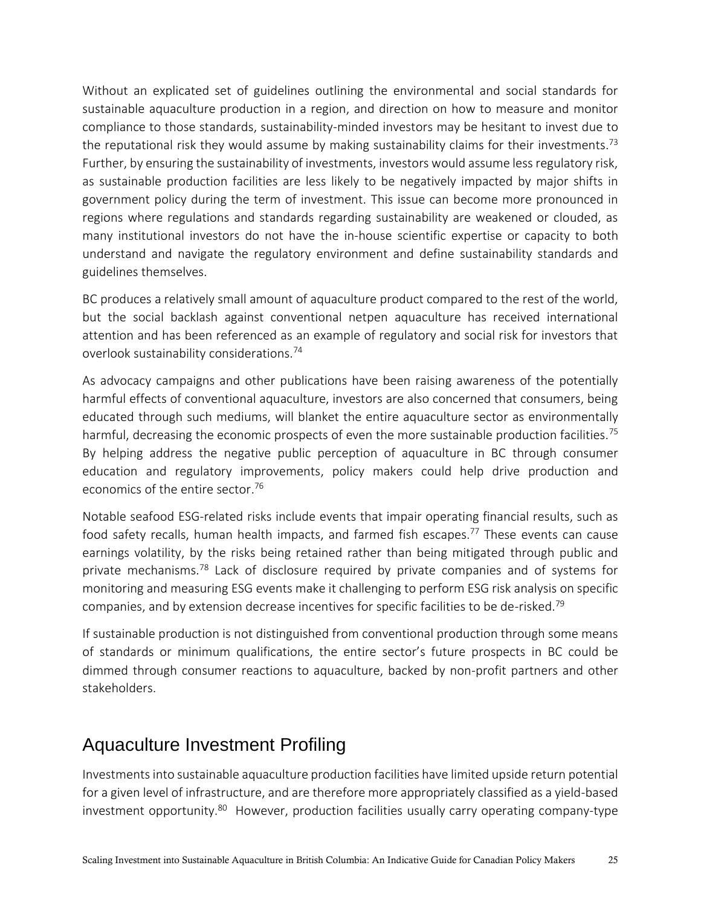Without an explicated set of guidelines outlining the environmental and social standards for sustainable aquaculture production in a region, and direction on how to measure and monitor compliance to those standards, sustainability-minded investors may be hesitant to invest due to the reputational risk they would assume by making sustainability claims for their investments.[73] Further, by ensuring the sustainability of investments, investors would assume less regulatory risk, as sustainable production facilities are less likely to be negatively impacted by major shifts in government policy during the term of investment. This issue can become more pronounced in regions where regulations and standards regarding sustainability are weakened or clouded, as many institutional investors do not have the in-house scientific expertise or capacity to both understand and navigate the regulatory environment and define sustainability standards and guidelines themselves.

BC produces a relatively small amount of aquaculture product compared to the rest of the world, but the social backlash against conventional netpen aquaculture has received international attention and has been referenced as an example of regulatory and social risk for investors that overlook sustainability considerations.[74]

As advocacy campaigns and other publications have been raising awareness of the potentially harmful effects of conventional aquaculture, investors are also concerned that consumers, being educated through such mediums, will blanket the entire aquaculture sector as environmentally harmful, decreasing the economic prospects of even the more sustainable production facilities.[75] By helping address the negative public perception of aquaculture in BC through consumer education and regulatory improvements, policy makers could help drive production and economics of the entire sector.[76]

Notable seafood ESG-related risks include events that impair operating financial results, such as food safety recalls, human health impacts, and farmed fish escapes.[77] These events can cause earnings volatility, by the risks being retained rather than being mitigated through public and private mechanisms.[78] Lack of disclosure required by private companies and of systems for monitoring and measuring ESG events make it challenging to perform ESG risk analysis on specific companies, and by extension decrease incentives for specific facilities to be de-risked.[79]

If sustainable production is not distinguished from conventional production through some means of standards or minimum qualifications, the entire sector's future prospects in BC could be dimmed through consumer reactions to aquaculture, backed by non-profit partners and other stakeholders.

## Aquaculture Investment Profiling

Investments into sustainable aquaculture production facilities have limited upside return potential for a given level of infrastructure, and are therefore more appropriately classified as a yield-based investment opportunity.[80] However, production facilities usually carry operating company-type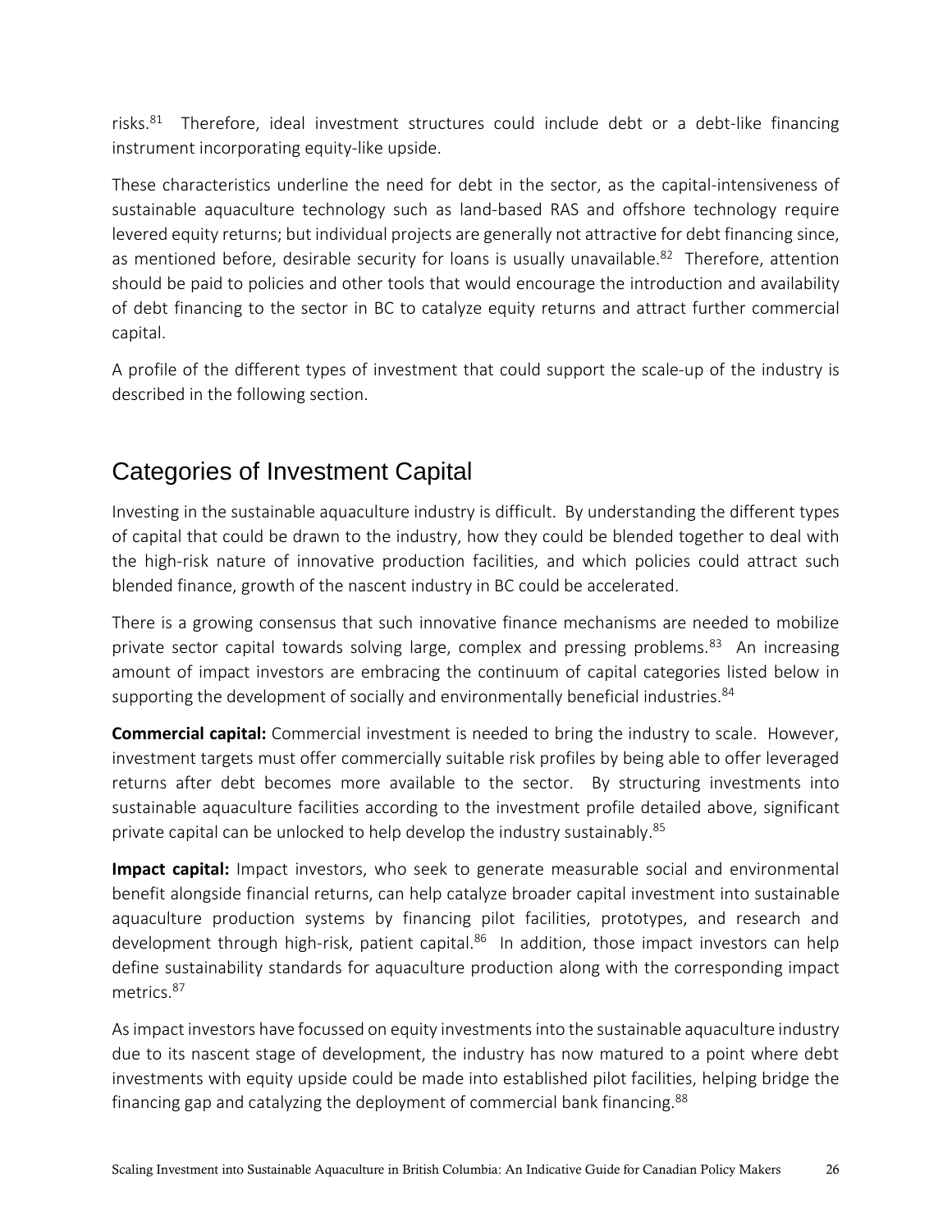risks.[81] Therefore, ideal investment structures could include debt or a debt-like financing instrument incorporating equity-like upside.

These characteristics underline the need for debt in the sector, as the capital-intensiveness of sustainable aquaculture technology such as land-based RAS and offshore technology require levered equity returns; but individual projects are generally not attractive for debt financing since, as mentioned before, desirable security for loans is usually unavailable.[82] Therefore, attention should be paid to policies and other tools that would encourage the introduction and availability of debt financing to the sector in BC to catalyze equity returns and attract further commercial capital.

A profile of the different types of investment that could support the scale-up of the industry is described in the following section.

## Categories of Investment Capital

Investing in the sustainable aquaculture industry is difficult. By understanding the different types of capital that could be drawn to the industry, how they could be blended together to deal with the high-risk nature of innovative production facilities, and which policies could attract such blended finance, growth of the nascent industry in BC could be accelerated.

There is a growing consensus that such innovative finance mechanisms are needed to mobilize private sector capital towards solving large, complex and pressing problems.[83] An increasing amount of impact investors are embracing the continuum of capital categories listed below in supporting the development of socially and environmentally beneficial industries.[84]

**Commercial capital:** Commercial investment is needed to bring the industry to scale. However, investment targets must offer commercially suitable risk profiles by being able to offer leveraged returns after debt becomes more available to the sector. By structuring investments into sustainable aquaculture facilities according to the investment profile detailed above, significant private capital can be unlocked to help develop the industry sustainably.[85]

**Impact capital:** Impact investors, who seek to generate measurable social and environmental benefit alongside financial returns, can help catalyze broader capital investment into sustainable aquaculture production systems by financing pilot facilities, prototypes, and research and development through high-risk, patient capital.[86] In addition, those impact investors can help define sustainability standards for aquaculture production along with the corresponding impact metrics.[87]

As impact investors have focussed on equity investments into the sustainable aquaculture industry due to its nascent stage of development, the industry has now matured to a point where debt investments with equity upside could be made into established pilot facilities, helping bridge the financing gap and catalyzing the deployment of commercial bank financing.[88]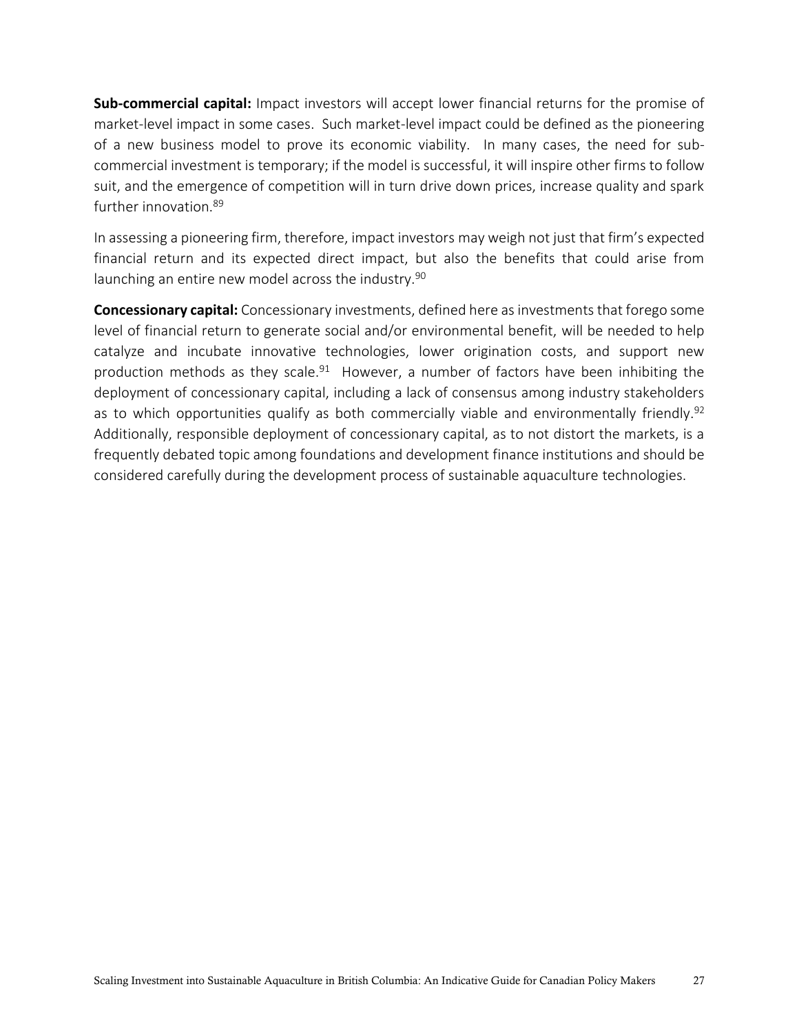**Sub-commercial capital:** Impact investors will accept lower financial returns for the promise of market-level impact in some cases. Such market-level impact could be defined as the pioneering of a new business model to prove its economic viability. In many cases, the need for sub-commercial investment is temporary; if the model is successful, it will inspire other firms to follow suit, and the emergence of competition will in turn drive down prices, increase quality and spark further innovation.[89]

In assessing a pioneering firm, therefore, impact investors may weigh not just that firm's expected financial return and its expected direct impact, but also the benefits that could arise from launching an entire new model across the industry.[90]

**Concessionary capital:** Concessionary investments, defined here as investments that forego some level of financial return to generate social and/or environmental benefit, will be needed to help catalyze and incubate innovative technologies, lower origination costs, and support new production methods as they scale.[91] However, a number of factors have been inhibiting the deployment of concessionary capital, including a lack of consensus among industry stakeholders as to which opportunities qualify as both commercially viable and environmentally friendly.[92] Additionally, responsible deployment of concessionary capital, as to not distort the markets, is a frequently debated topic among foundations and development finance institutions and should be considered carefully during the development process of sustainable aquaculture technologies.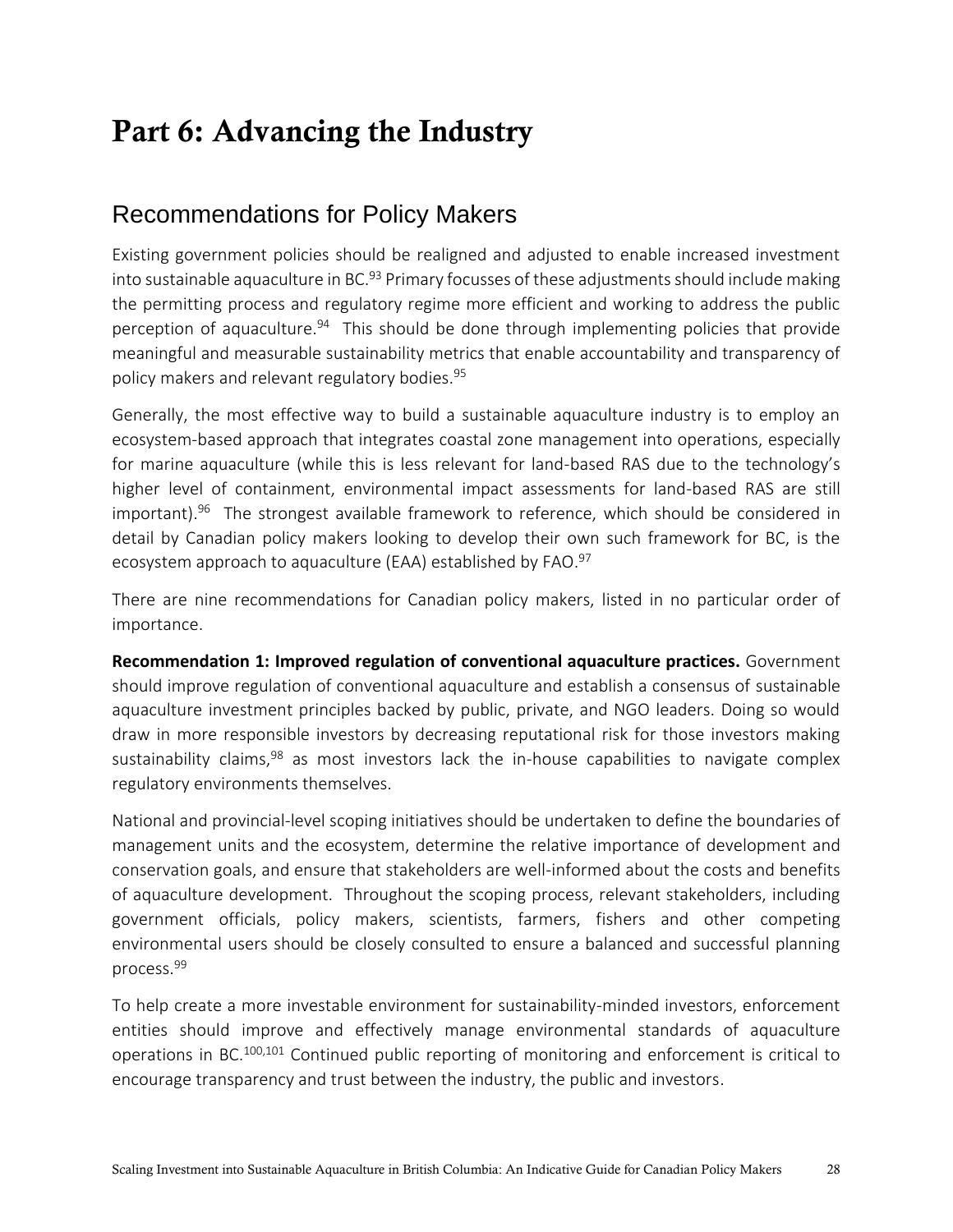# Part 6: Advancing the Industry

## Recommendations for Policy Makers

Existing government policies should be realigned and adjusted to enable increased investment into sustainable aquaculture in BC.[93] Primary focusses of these adjustments should include making the permitting process and regulatory regime more efficient and working to address the public perception of aquaculture.[94] This should be done through implementing policies that provide meaningful and measurable sustainability metrics that enable accountability and transparency of policy makers and relevant regulatory bodies.[95]

Generally, the most effective way to build a sustainable aquaculture industry is to employ an ecosystem-based approach that integrates coastal zone management into operations, especially for marine aquaculture (while this is less relevant for land-based RAS due to the technology's higher level of containment, environmental impact assessments for land-based RAS are still important).[96] The strongest available framework to reference, which should be considered in detail by Canadian policy makers looking to develop their own such framework for BC, is the ecosystem approach to aquaculture (EAA) established by FAO.[97]

There are nine recommendations for Canadian policy makers, listed in no particular order of importance.

**Recommendation 1: Improved regulation of conventional aquaculture practices.** Government should improve regulation of conventional aquaculture and establish a consensus of sustainable aquaculture investment principles backed by public, private, and NGO leaders. Doing so would draw in more responsible investors by decreasing reputational risk for those investors making sustainability claims,[98] as most investors lack the in-house capabilities to navigate complex regulatory environments themselves.

National and provincial-level scoping initiatives should be undertaken to define the boundaries of management units and the ecosystem, determine the relative importance of development and conservation goals, and ensure that stakeholders are well-informed about the costs and benefits of aquaculture development. Throughout the scoping process, relevant stakeholders, including government officials, policy makers, scientists, farmers, fishers and other competing environmental users should be closely consulted to ensure a balanced and successful planning process.[99]

To help create a more investable environment for sustainability-minded investors, enforcement entities should improve and effectively manage environmental standards of aquaculture operations in BC.[100,101] Continued public reporting of monitoring and enforcement is critical to encourage transparency and trust between the industry, the public and investors.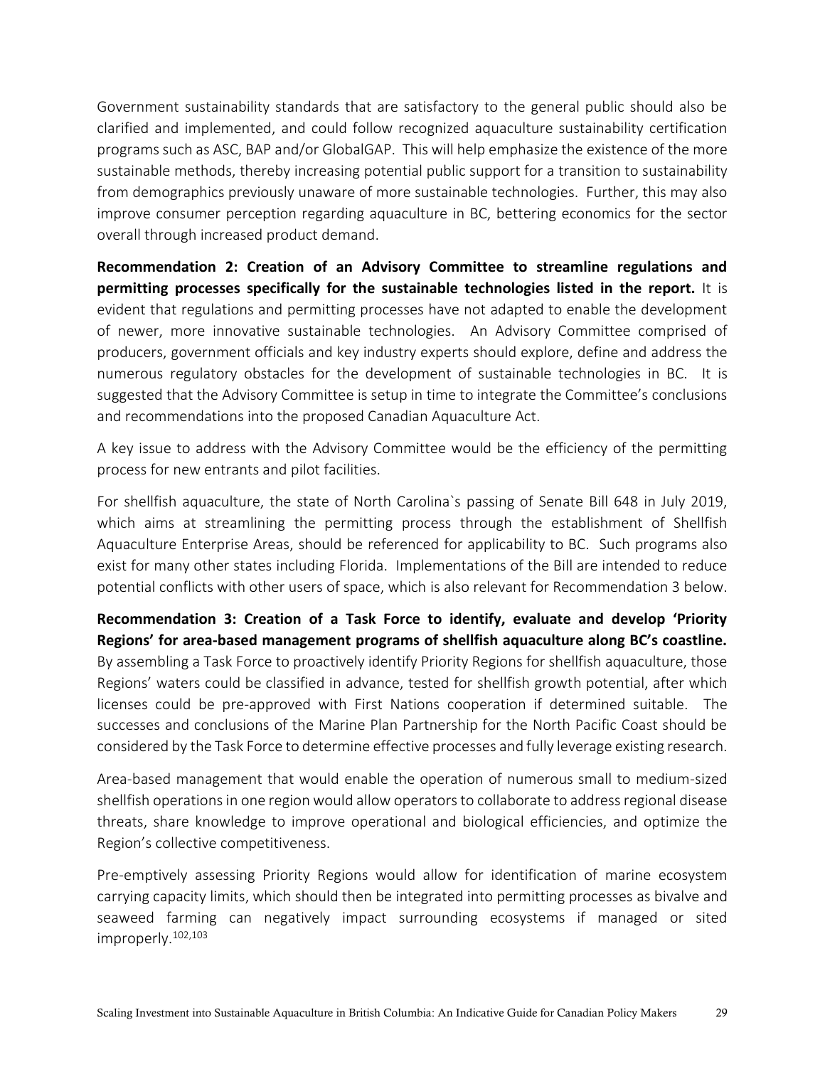Government sustainability standards that are satisfactory to the general public should also be clarified and implemented, and could follow recognized aquaculture sustainability certification programs such as ASC, BAP and/or GlobalGAP. This will help emphasize the existence of the more sustainable methods, thereby increasing potential public support for a transition to sustainability from demographics previously unaware of more sustainable technologies. Further, this may also improve consumer perception regarding aquaculture in BC, bettering economics for the sector overall through increased product demand.

**Recommendation 2: Creation of an Advisory Committee to streamline regulations and permitting processes specifically for the sustainable technologies listed in the report.** It is evident that regulations and permitting processes have not adapted to enable the development of newer, more innovative sustainable technologies. An Advisory Committee comprised of producers, government officials and key industry experts should explore, define and address the numerous regulatory obstacles for the development of sustainable technologies in BC. It is suggested that the Advisory Committee is setup in time to integrate the Committee's conclusions and recommendations into the proposed Canadian Aquaculture Act.

A key issue to address with the Advisory Committee would be the efficiency of the permitting process for new entrants and pilot facilities.

For shellfish aquaculture, the state of North Carolina`s passing of Senate Bill 648 in July 2019, which aims at streamlining the permitting process through the establishment of Shellfish Aquaculture Enterprise Areas, should be referenced for applicability to BC. Such programs also exist for many other states including Florida. Implementations of the Bill are intended to reduce potential conflicts with other users of space, which is also relevant for Recommendation 3 below.

**Recommendation 3: Creation of a Task Force to identify, evaluate and develop 'Priority Regions' for area-based management programs of shellfish aquaculture along BC's coastline.** By assembling a Task Force to proactively identify Priority Regions for shellfish aquaculture, those Regions' waters could be classified in advance, tested for shellfish growth potential, after which licenses could be pre-approved with First Nations cooperation if determined suitable. The successes and conclusions of the Marine Plan Partnership for the North Pacific Coast should be considered by the Task Force to determine effective processes and fully leverage existing research.

Area-based management that would enable the operation of numerous small to medium-sized shellfish operations in one region would allow operators to collaborate to address regional disease threats, share knowledge to improve operational and biological efficiencies, and optimize the Region's collective competitiveness.

Pre-emptively assessing Priority Regions would allow for identification of marine ecosystem carrying capacity limits, which should then be integrated into permitting processes as bivalve and seaweed farming can negatively impact surrounding ecosystems if managed or sited improperly.[102,103]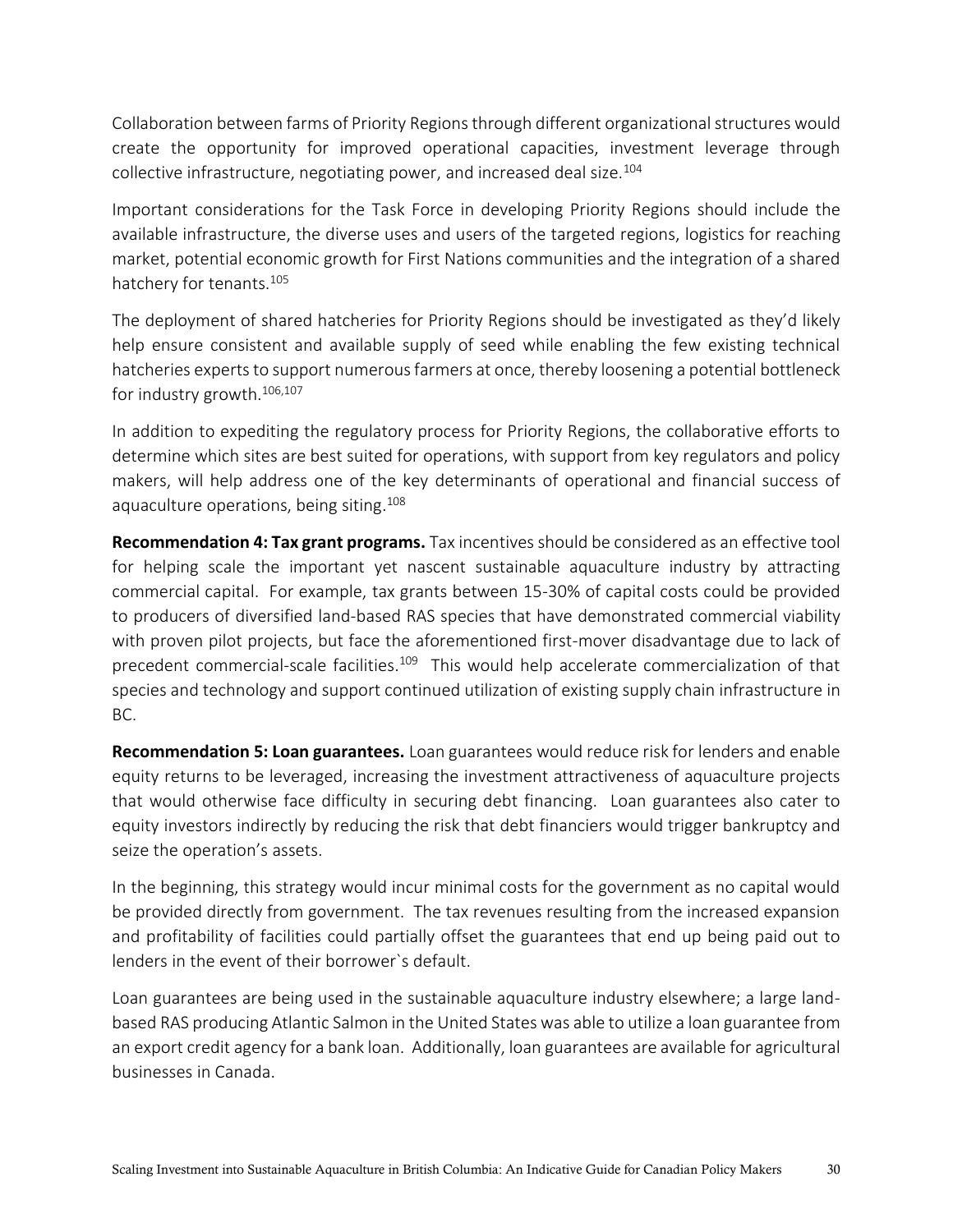Collaboration between farms of Priority Regions through different organizational structures would create the opportunity for improved operational capacities, investment leverage through collective infrastructure, negotiating power, and increased deal size.[104]

Important considerations for the Task Force in developing Priority Regions should include the available infrastructure, the diverse uses and users of the targeted regions, logistics for reaching market, potential economic growth for First Nations communities and the integration of a shared hatchery for tenants.[105]

The deployment of shared hatcheries for Priority Regions should be investigated as they'd likely help ensure consistent and available supply of seed while enabling the few existing technical hatcheries experts to support numerous farmers at once, thereby loosening a potential bottleneck for industry growth.[106,107]

In addition to expediting the regulatory process for Priority Regions, the collaborative efforts to determine which sites are best suited for operations, with support from key regulators and policy makers, will help address one of the key determinants of operational and financial success of aquaculture operations, being siting.[108]

**Recommendation 4: Tax grant programs.** Tax incentives should be considered as an effective tool for helping scale the important yet nascent sustainable aquaculture industry by attracting commercial capital. For example, tax grants between 15-30% of capital costs could be provided to producers of diversified land-based RAS species that have demonstrated commercial viability with proven pilot projects, but face the aforementioned first-mover disadvantage due to lack of precedent commercial-scale facilities.[109] This would help accelerate commercialization of that species and technology and support continued utilization of existing supply chain infrastructure in BC.

**Recommendation 5: Loan guarantees.** Loan guarantees would reduce risk for lenders and enable equity returns to be leveraged, increasing the investment attractiveness of aquaculture projects that would otherwise face difficulty in securing debt financing. Loan guarantees also cater to equity investors indirectly by reducing the risk that debt financiers would trigger bankruptcy and seize the operation's assets.

In the beginning, this strategy would incur minimal costs for the government as no capital would be provided directly from government. The tax revenues resulting from the increased expansion and profitability of facilities could partially offset the guarantees that end up being paid out to lenders in the event of their borrower`s default.

Loan guarantees are being used in the sustainable aquaculture industry elsewhere; a large land-based RAS producing Atlantic Salmon in the United States was able to utilize a loan guarantee from an export credit agency for a bank loan. Additionally, loan guarantees are available for agricultural businesses in Canada.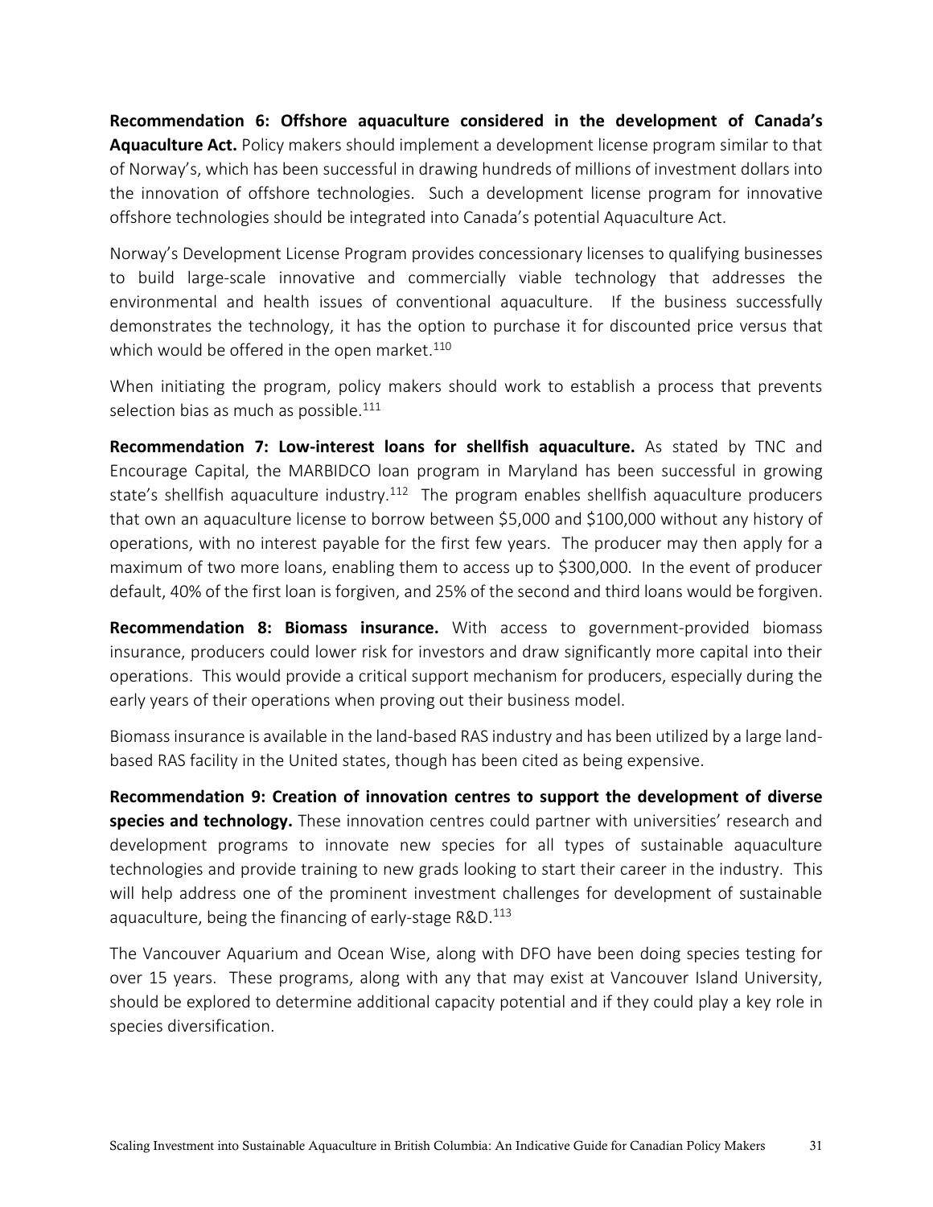**Recommendation 6: Offshore aquaculture considered in the development of Canada's Aquaculture Act.** Policy makers should implement a development license program similar to that of Norway's, which has been successful in drawing hundreds of millions of investment dollars into the innovation of offshore technologies. Such a development license program for innovative offshore technologies should be integrated into Canada's potential Aquaculture Act.

Norway's Development License Program provides concessionary licenses to qualifying businesses to build large-scale innovative and commercially viable technology that addresses the environmental and health issues of conventional aquaculture. If the business successfully demonstrates the technology, it has the option to purchase it for discounted price versus that which would be offered in the open market.[110]

When initiating the program, policy makers should work to establish a process that prevents selection bias as much as possible.[111]

**Recommendation 7: Low-interest loans for shellfish aquaculture.** As stated by TNC and Encourage Capital, the MARBIDCO loan program in Maryland has been successful in growing state's shellfish aquaculture industry.[112] The program enables shellfish aquaculture producers that own an aquaculture license to borrow between $5,000 and $100,000 without any history of operations, with no interest payable for the first few years. The producer may then apply for a maximum of two more loans, enabling them to access up to $300,000. In the event of producer default, 40% of the first loan is forgiven, and 25% of the second and third loans would be forgiven.

**Recommendation 8: Biomass insurance.** With access to government-provided biomass insurance, producers could lower risk for investors and draw significantly more capital into their operations. This would provide a critical support mechanism for producers, especially during the early years of their operations when proving out their business model.

Biomass insurance is available in the land-based RAS industry and has been utilized by a large land-based RAS facility in the United states, though has been cited as being expensive.

**Recommendation 9: Creation of innovation centres to support the development of diverse species and technology.** These innovation centres could partner with universities' research and development programs to innovate new species for all types of sustainable aquaculture technologies and provide training to new grads looking to start their career in the industry. This will help address one of the prominent investment challenges for development of sustainable aquaculture, being the financing of early-stage R&D.[113]

The Vancouver Aquarium and Ocean Wise, along with DFO have been doing species testing for over 15 years. These programs, along with any that may exist at Vancouver Island University, should be explored to determine additional capacity potential and if they could play a key role in species diversification.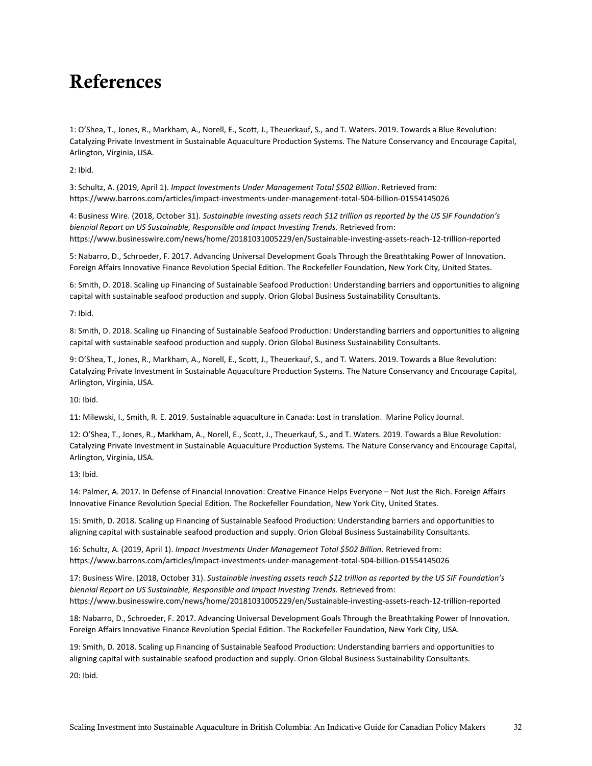# References

1: O'Shea, T., Jones, R., Markham, A., Norell, E., Scott, J., Theuerkauf, S., and T. Waters. 2019. Towards a Blue Revolution: Catalyzing Private Investment in Sustainable Aquaculture Production Systems. The Nature Conservancy and Encourage Capital, Arlington, Virginia, USA.

2: Ibid.

3: Schultz, A. (2019, April 1). *Impact Investments Under Management Total $502 Billion*. Retrieved from: https://www.barrons.com/articles/impact-investments-under-management-total-504-billion-01554145026

4: Business Wire. (2018, October 31). *Sustainable investing assets reach $12 trillion as reported by the US SIF Foundation's biennial Report on US Sustainable, Responsible and Impact Investing Trends.* Retrieved from: https://www.businesswire.com/news/home/20181031005229/en/Sustainable-investing-assets-reach-12-trillion-reported

5: Nabarro, D., Schroeder, F. 2017. Advancing Universal Development Goals Through the Breathtaking Power of Innovation. Foreign Affairs Innovative Finance Revolution Special Edition. The Rockefeller Foundation, New York City, United States.

6: Smith, D. 2018. Scaling up Financing of Sustainable Seafood Production: Understanding barriers and opportunities to aligning capital with sustainable seafood production and supply. Orion Global Business Sustainability Consultants.

7: Ibid.

8: Smith, D. 2018. Scaling up Financing of Sustainable Seafood Production: Understanding barriers and opportunities to aligning capital with sustainable seafood production and supply. Orion Global Business Sustainability Consultants.

9: O'Shea, T., Jones, R., Markham, A., Norell, E., Scott, J., Theuerkauf, S., and T. Waters. 2019. Towards a Blue Revolution: Catalyzing Private Investment in Sustainable Aquaculture Production Systems. The Nature Conservancy and Encourage Capital, Arlington, Virginia, USA.

10: Ibid.

11: Milewski, I., Smith, R. E. 2019. Sustainable aquaculture in Canada: Lost in translation. Marine Policy Journal.

12: O'Shea, T., Jones, R., Markham, A., Norell, E., Scott, J., Theuerkauf, S., and T. Waters. 2019. Towards a Blue Revolution: Catalyzing Private Investment in Sustainable Aquaculture Production Systems. The Nature Conservancy and Encourage Capital, Arlington, Virginia, USA.

13: Ibid.

14: Palmer, A. 2017. In Defense of Financial Innovation: Creative Finance Helps Everyone – Not Just the Rich. Foreign Affairs Innovative Finance Revolution Special Edition. The Rockefeller Foundation, New York City, United States.

15: Smith, D. 2018. Scaling up Financing of Sustainable Seafood Production: Understanding barriers and opportunities to aligning capital with sustainable seafood production and supply. Orion Global Business Sustainability Consultants.

16: Schultz, A. (2019, April 1). *Impact Investments Under Management Total $502 Billion*. Retrieved from: https://www.barrons.com/articles/impact-investments-under-management-total-504-billion-01554145026

17: Business Wire. (2018, October 31). *Sustainable investing assets reach $12 trillion as reported by the US SIF Foundation's biennial Report on US Sustainable, Responsible and Impact Investing Trends.* Retrieved from: https://www.businesswire.com/news/home/20181031005229/en/Sustainable-investing-assets-reach-12-trillion-reported

18: Nabarro, D., Schroeder, F. 2017. Advancing Universal Development Goals Through the Breathtaking Power of Innovation. Foreign Affairs Innovative Finance Revolution Special Edition. The Rockefeller Foundation, New York City, USA.

19: Smith, D. 2018. Scaling up Financing of Sustainable Seafood Production: Understanding barriers and opportunities to aligning capital with sustainable seafood production and supply. Orion Global Business Sustainability Consultants.

20: Ibid.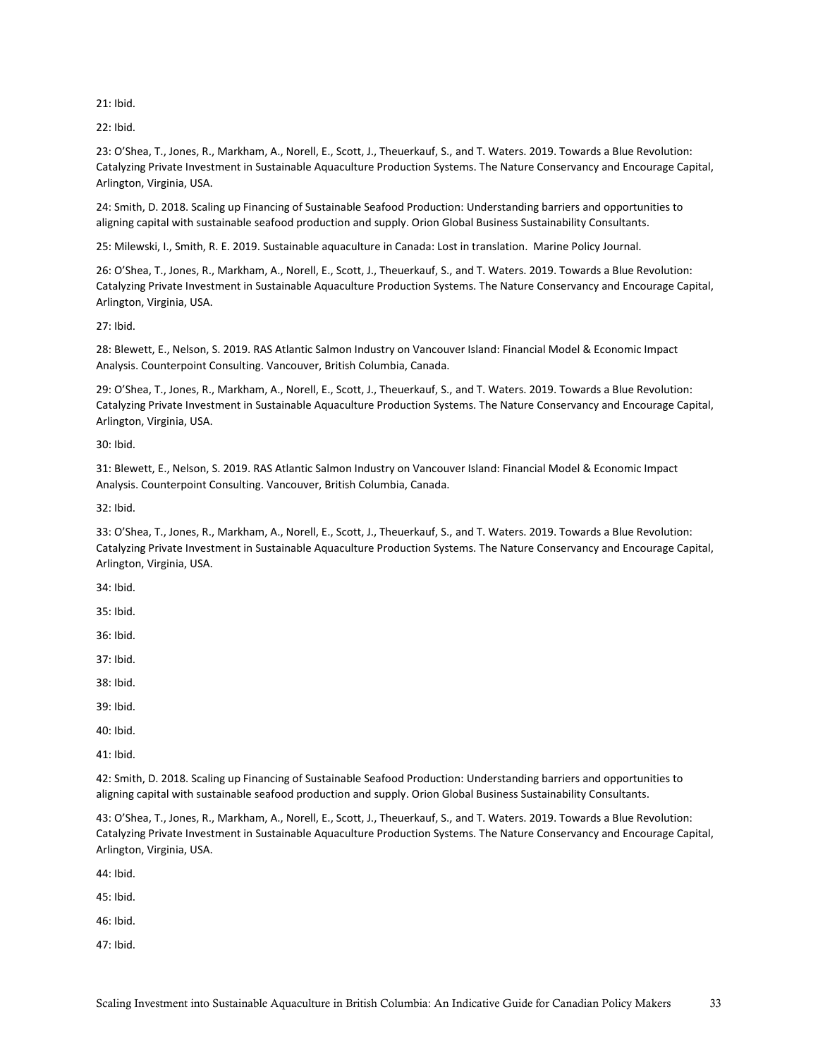21: Ibid.

22: Ibid.

23: O'Shea, T., Jones, R., Markham, A., Norell, E., Scott, J., Theuerkauf, S., and T. Waters. 2019. Towards a Blue Revolution: Catalyzing Private Investment in Sustainable Aquaculture Production Systems. The Nature Conservancy and Encourage Capital, Arlington, Virginia, USA.

24: Smith, D. 2018. Scaling up Financing of Sustainable Seafood Production: Understanding barriers and opportunities to aligning capital with sustainable seafood production and supply. Orion Global Business Sustainability Consultants.

25: Milewski, I., Smith, R. E. 2019. Sustainable aquaculture in Canada: Lost in translation. Marine Policy Journal.

26: O'Shea, T., Jones, R., Markham, A., Norell, E., Scott, J., Theuerkauf, S., and T. Waters. 2019. Towards a Blue Revolution: Catalyzing Private Investment in Sustainable Aquaculture Production Systems. The Nature Conservancy and Encourage Capital, Arlington, Virginia, USA.

27: Ibid.

28: Blewett, E., Nelson, S. 2019. RAS Atlantic Salmon Industry on Vancouver Island: Financial Model & Economic Impact Analysis. Counterpoint Consulting. Vancouver, British Columbia, Canada.

29: O'Shea, T., Jones, R., Markham, A., Norell, E., Scott, J., Theuerkauf, S., and T. Waters. 2019. Towards a Blue Revolution: Catalyzing Private Investment in Sustainable Aquaculture Production Systems. The Nature Conservancy and Encourage Capital, Arlington, Virginia, USA.

30: Ibid.

31: Blewett, E., Nelson, S. 2019. RAS Atlantic Salmon Industry on Vancouver Island: Financial Model & Economic Impact Analysis. Counterpoint Consulting. Vancouver, British Columbia, Canada.

32: Ibid.

33: O'Shea, T., Jones, R., Markham, A., Norell, E., Scott, J., Theuerkauf, S., and T. Waters. 2019. Towards a Blue Revolution: Catalyzing Private Investment in Sustainable Aquaculture Production Systems. The Nature Conservancy and Encourage Capital, Arlington, Virginia, USA.

34: Ibid.

35: Ibid.

36: Ibid.

37: Ibid.

38: Ibid.

39: Ibid.

40: Ibid.

41: Ibid.

42: Smith, D. 2018. Scaling up Financing of Sustainable Seafood Production: Understanding barriers and opportunities to aligning capital with sustainable seafood production and supply. Orion Global Business Sustainability Consultants.

43: O'Shea, T., Jones, R., Markham, A., Norell, E., Scott, J., Theuerkauf, S., and T. Waters. 2019. Towards a Blue Revolution: Catalyzing Private Investment in Sustainable Aquaculture Production Systems. The Nature Conservancy and Encourage Capital, Arlington, Virginia, USA.

44: Ibid.

45: Ibid.

46: Ibid.

47: Ibid.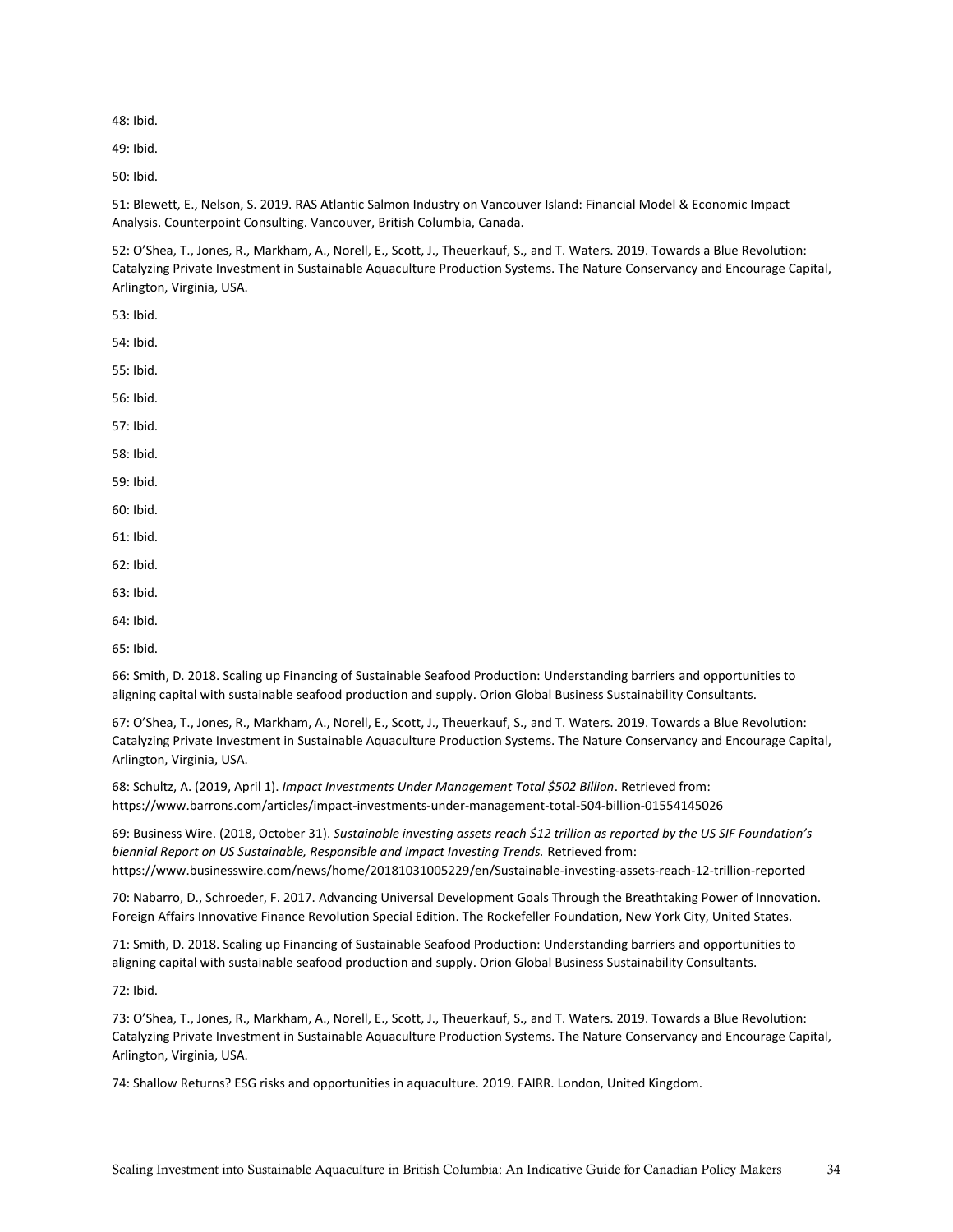48: Ibid.

49: Ibid.

50: Ibid.

51: Blewett, E., Nelson, S. 2019. RAS Atlantic Salmon Industry on Vancouver Island: Financial Model & Economic Impact Analysis. Counterpoint Consulting. Vancouver, British Columbia, Canada.

52: O'Shea, T., Jones, R., Markham, A., Norell, E., Scott, J., Theuerkauf, S., and T. Waters. 2019. Towards a Blue Revolution: Catalyzing Private Investment in Sustainable Aquaculture Production Systems. The Nature Conservancy and Encourage Capital, Arlington, Virginia, USA.

53: Ibid.

54: Ibid.

55: Ibid.

56: Ibid.

57: Ibid.

58: Ibid.

59: Ibid.

60: Ibid.

61: Ibid.

62: Ibid.

63: Ibid.

64: Ibid.

65: Ibid.

66: Smith, D. 2018. Scaling up Financing of Sustainable Seafood Production: Understanding barriers and opportunities to aligning capital with sustainable seafood production and supply. Orion Global Business Sustainability Consultants.

67: O'Shea, T., Jones, R., Markham, A., Norell, E., Scott, J., Theuerkauf, S., and T. Waters. 2019. Towards a Blue Revolution: Catalyzing Private Investment in Sustainable Aquaculture Production Systems. The Nature Conservancy and Encourage Capital, Arlington, Virginia, USA.

68: Schultz, A. (2019, April 1). *Impact Investments Under Management Total $502 Billion*. Retrieved from: https://www.barrons.com/articles/impact-investments-under-management-total-504-billion-01554145026

69: Business Wire. (2018, October 31). *Sustainable investing assets reach $12 trillion as reported by the US SIF Foundation's biennial Report on US Sustainable, Responsible and Impact Investing Trends.* Retrieved from: https://www.businesswire.com/news/home/20181031005229/en/Sustainable-investing-assets-reach-12-trillion-reported

70: Nabarro, D., Schroeder, F. 2017. Advancing Universal Development Goals Through the Breathtaking Power of Innovation. Foreign Affairs Innovative Finance Revolution Special Edition. The Rockefeller Foundation, New York City, United States.

71: Smith, D. 2018. Scaling up Financing of Sustainable Seafood Production: Understanding barriers and opportunities to aligning capital with sustainable seafood production and supply. Orion Global Business Sustainability Consultants.

72: Ibid.

73: O'Shea, T., Jones, R., Markham, A., Norell, E., Scott, J., Theuerkauf, S., and T. Waters. 2019. Towards a Blue Revolution: Catalyzing Private Investment in Sustainable Aquaculture Production Systems. The Nature Conservancy and Encourage Capital, Arlington, Virginia, USA.

74: Shallow Returns? ESG risks and opportunities in aquaculture. 2019. FAIRR. London, United Kingdom.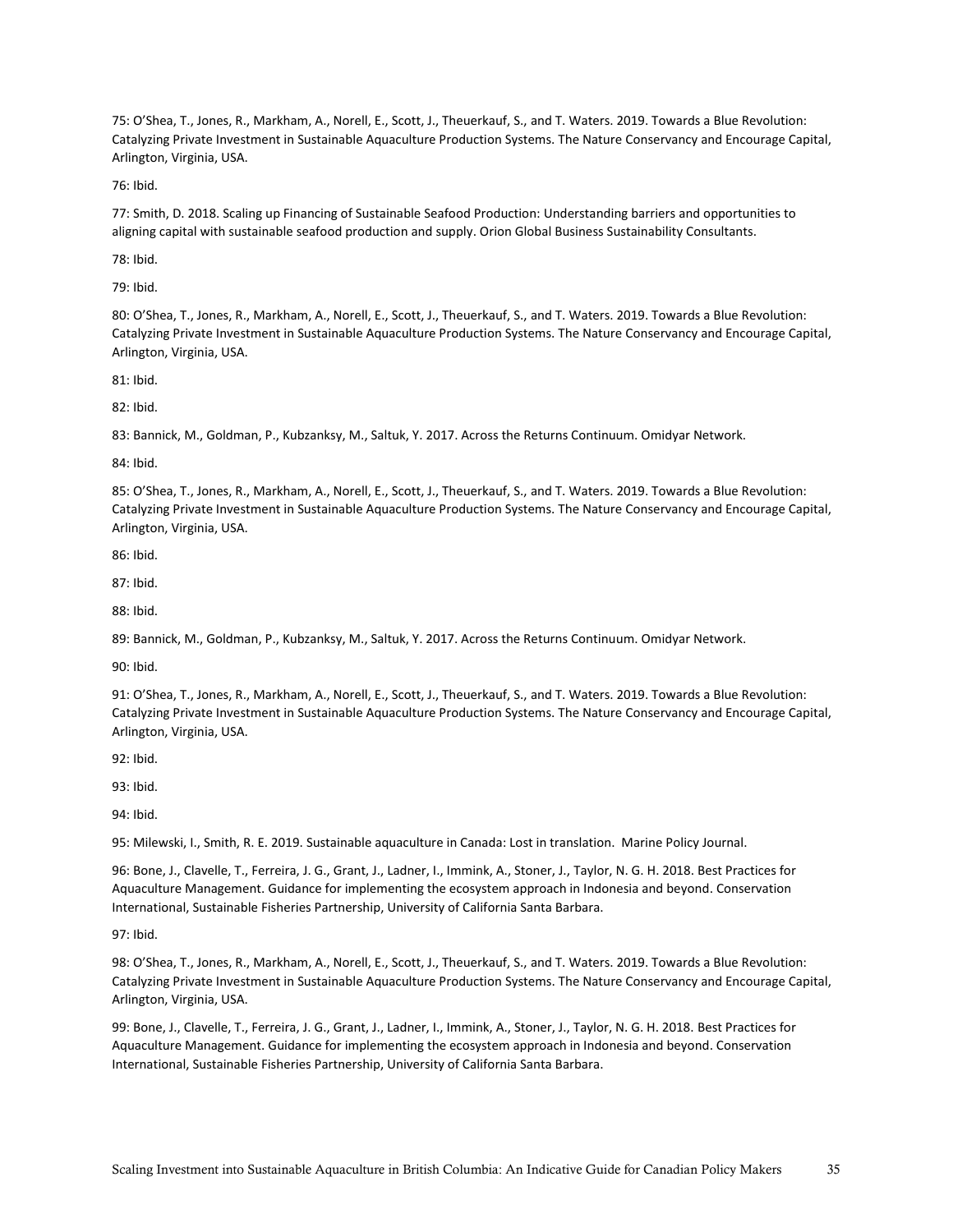75: O'Shea, T., Jones, R., Markham, A., Norell, E., Scott, J., Theuerkauf, S., and T. Waters. 2019. Towards a Blue Revolution: Catalyzing Private Investment in Sustainable Aquaculture Production Systems. The Nature Conservancy and Encourage Capital, Arlington, Virginia, USA.

76: Ibid.

77: Smith, D. 2018. Scaling up Financing of Sustainable Seafood Production: Understanding barriers and opportunities to aligning capital with sustainable seafood production and supply. Orion Global Business Sustainability Consultants.

78: Ibid.

79: Ibid.

80: O'Shea, T., Jones, R., Markham, A., Norell, E., Scott, J., Theuerkauf, S., and T. Waters. 2019. Towards a Blue Revolution: Catalyzing Private Investment in Sustainable Aquaculture Production Systems. The Nature Conservancy and Encourage Capital, Arlington, Virginia, USA.

81: Ibid.

82: Ibid.

83: Bannick, M., Goldman, P., Kubzanksy, M., Saltuk, Y. 2017. Across the Returns Continuum. Omidyar Network.

84: Ibid.

85: O'Shea, T., Jones, R., Markham, A., Norell, E., Scott, J., Theuerkauf, S., and T. Waters. 2019. Towards a Blue Revolution: Catalyzing Private Investment in Sustainable Aquaculture Production Systems. The Nature Conservancy and Encourage Capital, Arlington, Virginia, USA.

86: Ibid.

87: Ibid.

88: Ibid.

89: Bannick, M., Goldman, P., Kubzanksy, M., Saltuk, Y. 2017. Across the Returns Continuum. Omidyar Network.

90: Ibid.

91: O'Shea, T., Jones, R., Markham, A., Norell, E., Scott, J., Theuerkauf, S., and T. Waters. 2019. Towards a Blue Revolution: Catalyzing Private Investment in Sustainable Aquaculture Production Systems. The Nature Conservancy and Encourage Capital, Arlington, Virginia, USA.

92: Ibid.

93: Ibid.

94: Ibid.

95: Milewski, I., Smith, R. E. 2019. Sustainable aquaculture in Canada: Lost in translation. Marine Policy Journal.

96: Bone, J., Clavelle, T., Ferreira, J. G., Grant, J., Ladner, I., Immink, A., Stoner, J., Taylor, N. G. H. 2018. Best Practices for Aquaculture Management. Guidance for implementing the ecosystem approach in Indonesia and beyond. Conservation International, Sustainable Fisheries Partnership, University of California Santa Barbara.

97: Ibid.

98: O'Shea, T., Jones, R., Markham, A., Norell, E., Scott, J., Theuerkauf, S., and T. Waters. 2019. Towards a Blue Revolution: Catalyzing Private Investment in Sustainable Aquaculture Production Systems. The Nature Conservancy and Encourage Capital, Arlington, Virginia, USA.

99: Bone, J., Clavelle, T., Ferreira, J. G., Grant, J., Ladner, I., Immink, A., Stoner, J., Taylor, N. G. H. 2018. Best Practices for Aquaculture Management. Guidance for implementing the ecosystem approach in Indonesia and beyond. Conservation International, Sustainable Fisheries Partnership, University of California Santa Barbara.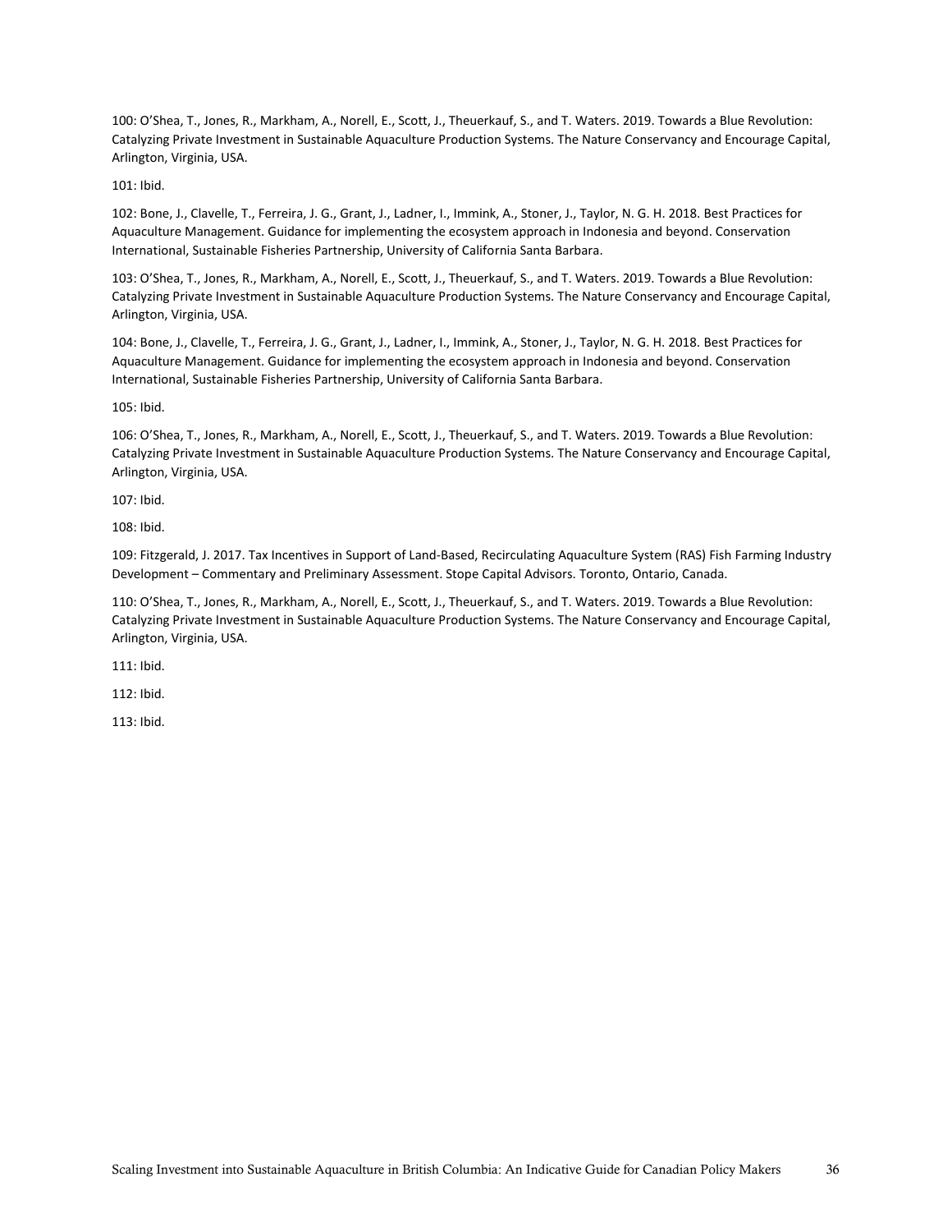100: O'Shea, T., Jones, R., Markham, A., Norell, E., Scott, J., Theuerkauf, S., and T. Waters. 2019. Towards a Blue Revolution: Catalyzing Private Investment in Sustainable Aquaculture Production Systems. The Nature Conservancy and Encourage Capital, Arlington, Virginia, USA.

101: Ibid.

102: Bone, J., Clavelle, T., Ferreira, J. G., Grant, J., Ladner, I., Immink, A., Stoner, J., Taylor, N. G. H. 2018. Best Practices for Aquaculture Management. Guidance for implementing the ecosystem approach in Indonesia and beyond. Conservation International, Sustainable Fisheries Partnership, University of California Santa Barbara.

103: O'Shea, T., Jones, R., Markham, A., Norell, E., Scott, J., Theuerkauf, S., and T. Waters. 2019. Towards a Blue Revolution: Catalyzing Private Investment in Sustainable Aquaculture Production Systems. The Nature Conservancy and Encourage Capital, Arlington, Virginia, USA.

104: Bone, J., Clavelle, T., Ferreira, J. G., Grant, J., Ladner, I., Immink, A., Stoner, J., Taylor, N. G. H. 2018. Best Practices for Aquaculture Management. Guidance for implementing the ecosystem approach in Indonesia and beyond. Conservation International, Sustainable Fisheries Partnership, University of California Santa Barbara.

105: Ibid.

106: O'Shea, T., Jones, R., Markham, A., Norell, E., Scott, J., Theuerkauf, S., and T. Waters. 2019. Towards a Blue Revolution: Catalyzing Private Investment in Sustainable Aquaculture Production Systems. The Nature Conservancy and Encourage Capital, Arlington, Virginia, USA.

107: Ibid.

108: Ibid.

109: Fitzgerald, J. 2017. Tax Incentives in Support of Land-Based, Recirculating Aquaculture System (RAS) Fish Farming Industry Development – Commentary and Preliminary Assessment. Stope Capital Advisors. Toronto, Ontario, Canada.

110: O'Shea, T., Jones, R., Markham, A., Norell, E., Scott, J., Theuerkauf, S., and T. Waters. 2019. Towards a Blue Revolution: Catalyzing Private Investment in Sustainable Aquaculture Production Systems. The Nature Conservancy and Encourage Capital, Arlington, Virginia, USA.

111: Ibid.

112: Ibid.

113: Ibid.